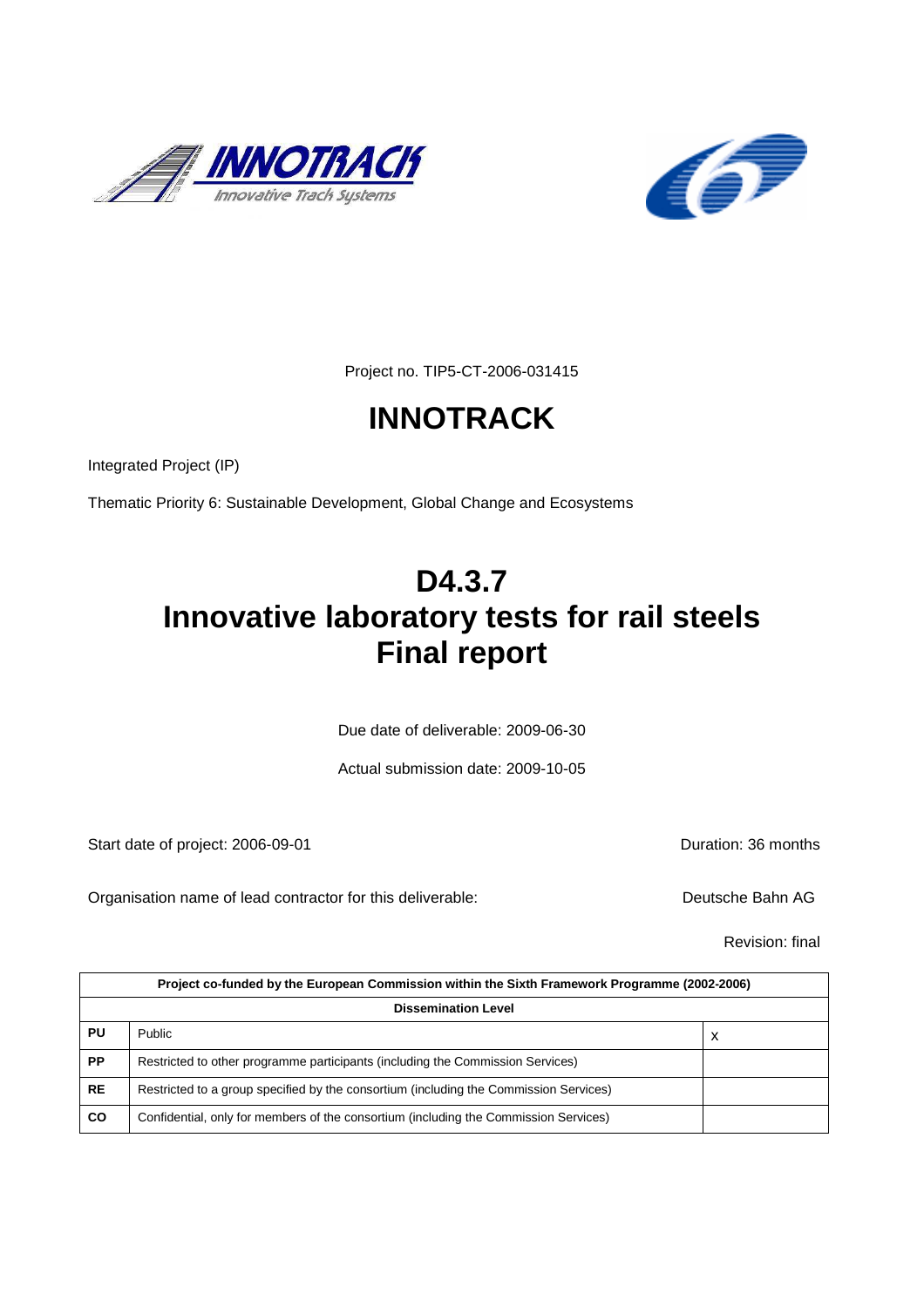Project no. TIP5-CT-2006-031415

# INNOTRACK

Integrated Project (IP)

Thematic Priority 6: Sustainable Development, Global Change and Ecosystems

# D4.3.7
# Innovative laboratory tests for rail steels
# Final report

Due date of deliverable: 2009-06-30

Actual submission date: 2009-10-05

Start date of project: 2006-09-01 Duration: 36 months

Organisation name of lead contractor for this deliverable: Deutsche Bahn AG

Revision: final

| Project co-funded by the European Commission within the Sixth Framework Programme (2002-2006) | | |
|---|---|---|
| **Dissemination Level** | | |
| **PU** | Public | X |
| **PP** | Restricted to other programme participants (including the Commission Services) | |
| **RE** | Restricted to a group specified by the consortium (including the Commission Services) | |
| **CO** | Confidential, only for members of the consortium (including the Commission Services) | |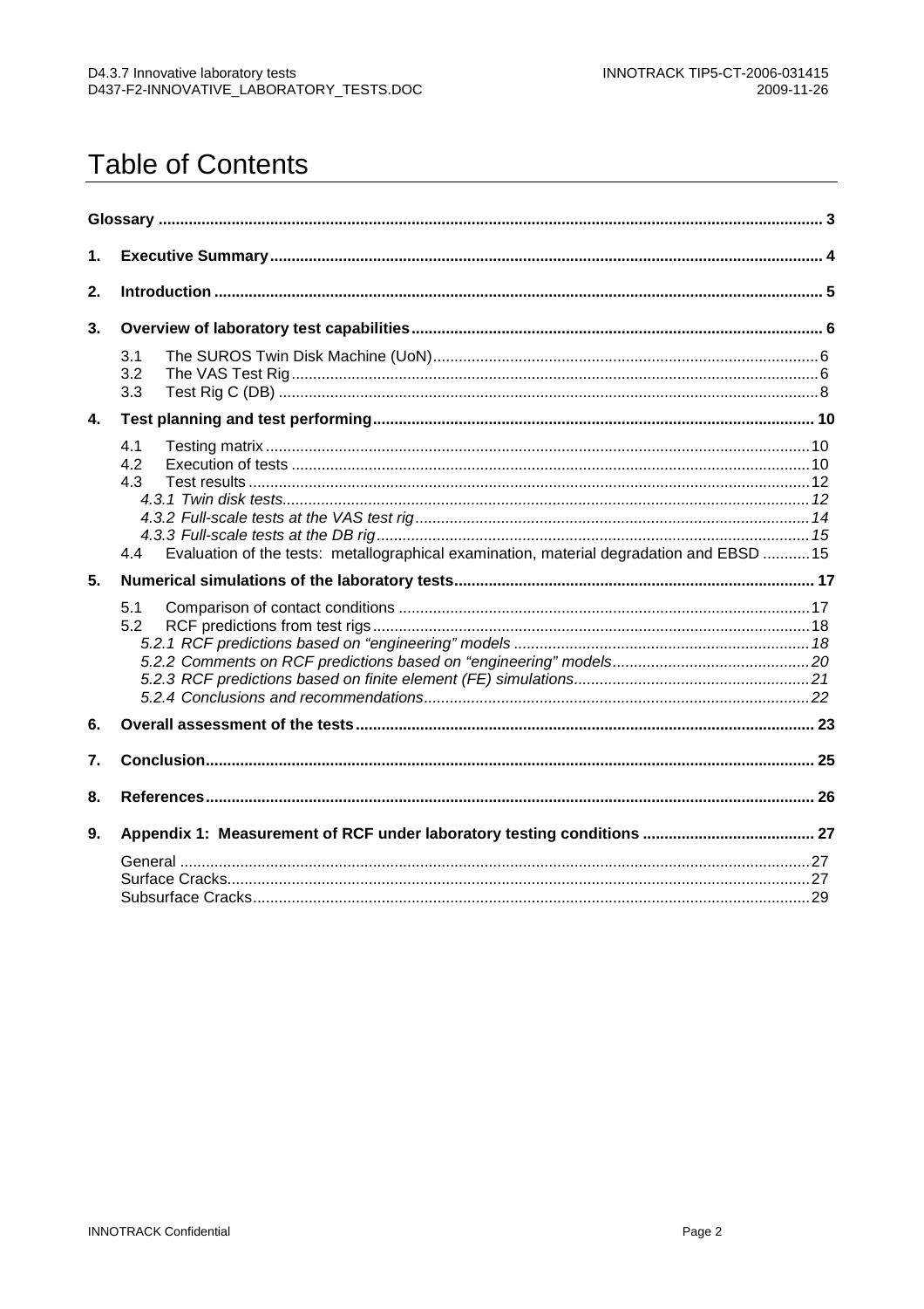# Table of Contents

**Glossary** ..... 3

**1. Executive Summary** ..... 4

**2. Introduction** ..... 5

**3. Overview of laboratory test capabilities** ..... 6

- 3.1 The SUROS Twin Disk Machine (UoN) ..... 6
- 3.2 The VAS Test Rig ..... 6
- 3.3 Test Rig C (DB) ..... 8

**4. Test planning and test performing** ..... 10

- 4.1 Testing matrix ..... 10
- 4.2 Execution of tests ..... 10
- 4.3 Test results ..... 12
  - *4.3.1 Twin disk tests* ..... 12
  - *4.3.2 Full-scale tests at the VAS test rig* ..... 14
  - *4.3.3 Full-scale tests at the DB rig* ..... 15
- 4.4 Evaluation of the tests: metallographical examination, material degradation and EBSD ..... 15

**5. Numerical simulations of the laboratory tests** ..... 17

- 5.1 Comparison of contact conditions ..... 17
- 5.2 RCF predictions from test rigs ..... 18
  - *5.2.1 RCF predictions based on "engineering" models* ..... 18
  - *5.2.2 Comments on RCF predictions based on "engineering" models* ..... 20
  - *5.2.3 RCF predictions based on finite element (FE) simulations* ..... 21
  - *5.2.4 Conclusions and recommendations* ..... 22

**6. Overall assessment of the tests** ..... 23

**7. Conclusion** ..... 25

**8. References** ..... 26

**9. Appendix 1: Measurement of RCF under laboratory testing conditions** ..... 27

- General ..... 27
- Surface Cracks ..... 27
- Subsurface Cracks ..... 29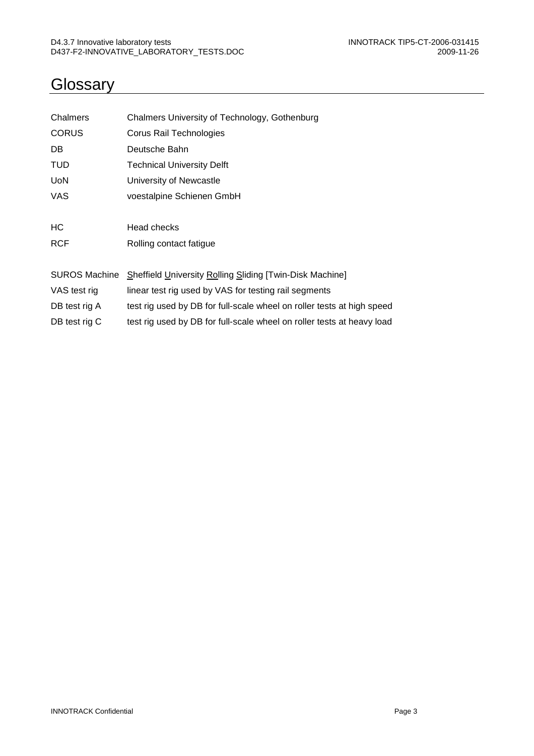# Glossary

| | |
|---|---|
| Chalmers | Chalmers University of Technology, Gothenburg |
| CORUS | Corus Rail Technologies |
| DB | Deutsche Bahn |
| TUD | Technical University Delft |
| UoN | University of Newcastle |
| VAS | voestalpine Schienen GmbH |
| | |
| HC | Head checks |
| RCF | Rolling contact fatigue |
| | |
| SUROS Machine | Sheffield University Rolling Sliding [Twin-Disk Machine] |
| VAS test rig | linear test rig used by VAS for testing rail segments |
| DB test rig A | test rig used by DB for full-scale wheel on roller tests at high speed |
| DB test rig C | test rig used by DB for full-scale wheel on roller tests at heavy load |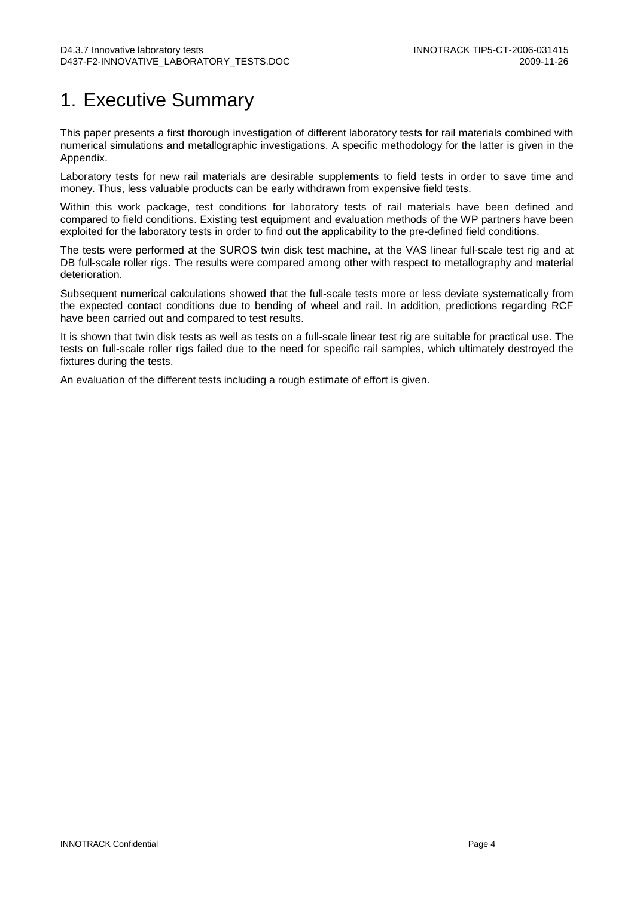# 1. Executive Summary

This paper presents a first thorough investigation of different laboratory tests for rail materials combined with numerical simulations and metallographic investigations. A specific methodology for the latter is given in the Appendix.

Laboratory tests for new rail materials are desirable supplements to field tests in order to save time and money. Thus, less valuable products can be early withdrawn from expensive field tests.

Within this work package, test conditions for laboratory tests of rail materials have been defined and compared to field conditions. Existing test equipment and evaluation methods of the WP partners have been exploited for the laboratory tests in order to find out the applicability to the pre-defined field conditions.

The tests were performed at the SUROS twin disk test machine, at the VAS linear full-scale test rig and at DB full-scale roller rigs. The results were compared among other with respect to metallography and material deterioration.

Subsequent numerical calculations showed that the full-scale tests more or less deviate systematically from the expected contact conditions due to bending of wheel and rail. In addition, predictions regarding RCF have been carried out and compared to test results.

It is shown that twin disk tests as well as tests on a full-scale linear test rig are suitable for practical use. The tests on full-scale roller rigs failed due to the need for specific rail samples, which ultimately destroyed the fixtures during the tests.

An evaluation of the different tests including a rough estimate of effort is given.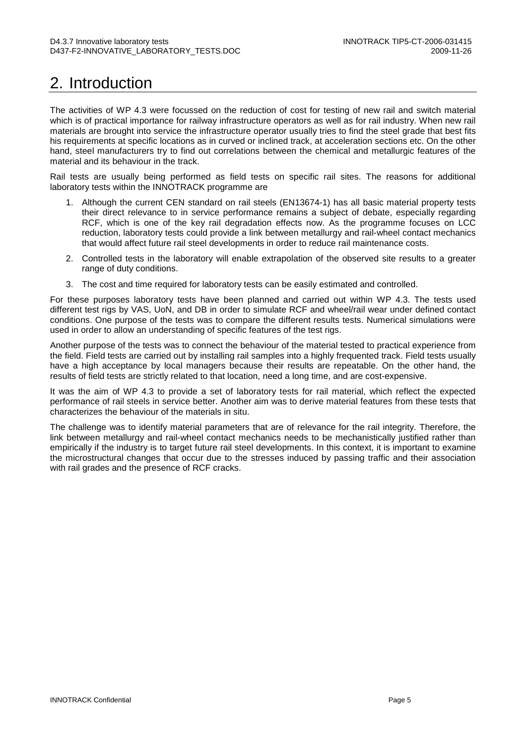# 2. Introduction

The activities of WP 4.3 were focussed on the reduction of cost for testing of new rail and switch material which is of practical importance for railway infrastructure operators as well as for rail industry. When new rail materials are brought into service the infrastructure operator usually tries to find the steel grade that best fits his requirements at specific locations as in curved or inclined track, at acceleration sections etc. On the other hand, steel manufacturers try to find out correlations between the chemical and metallurgic features of the material and its behaviour in the track.

Rail tests are usually being performed as field tests on specific rail sites. The reasons for additional laboratory tests within the INNOTRACK programme are

1. Although the current CEN standard on rail steels (EN13674-1) has all basic material property tests their direct relevance to in service performance remains a subject of debate, especially regarding RCF, which is one of the key rail degradation effects now. As the programme focuses on LCC reduction, laboratory tests could provide a link between metallurgy and rail-wheel contact mechanics that would affect future rail steel developments in order to reduce rail maintenance costs.
2. Controlled tests in the laboratory will enable extrapolation of the observed site results to a greater range of duty conditions.
3. The cost and time required for laboratory tests can be easily estimated and controlled.

For these purposes laboratory tests have been planned and carried out within WP 4.3. The tests used different test rigs by VAS, UoN, and DB in order to simulate RCF and wheel/rail wear under defined contact conditions. One purpose of the tests was to compare the different results tests. Numerical simulations were used in order to allow an understanding of specific features of the test rigs.

Another purpose of the tests was to connect the behaviour of the material tested to practical experience from the field. Field tests are carried out by installing rail samples into a highly frequented track. Field tests usually have a high acceptance by local managers because their results are repeatable. On the other hand, the results of field tests are strictly related to that location, need a long time, and are cost-expensive.

It was the aim of WP 4.3 to provide a set of laboratory tests for rail material, which reflect the expected performance of rail steels in service better. Another aim was to derive material features from these tests that characterizes the behaviour of the materials in situ.

The challenge was to identify material parameters that are of relevance for the rail integrity. Therefore, the link between metallurgy and rail-wheel contact mechanics needs to be mechanistically justified rather than empirically if the industry is to target future rail steel developments. In this context, it is important to examine the microstructural changes that occur due to the stresses induced by passing traffic and their association with rail grades and the presence of RCF cracks.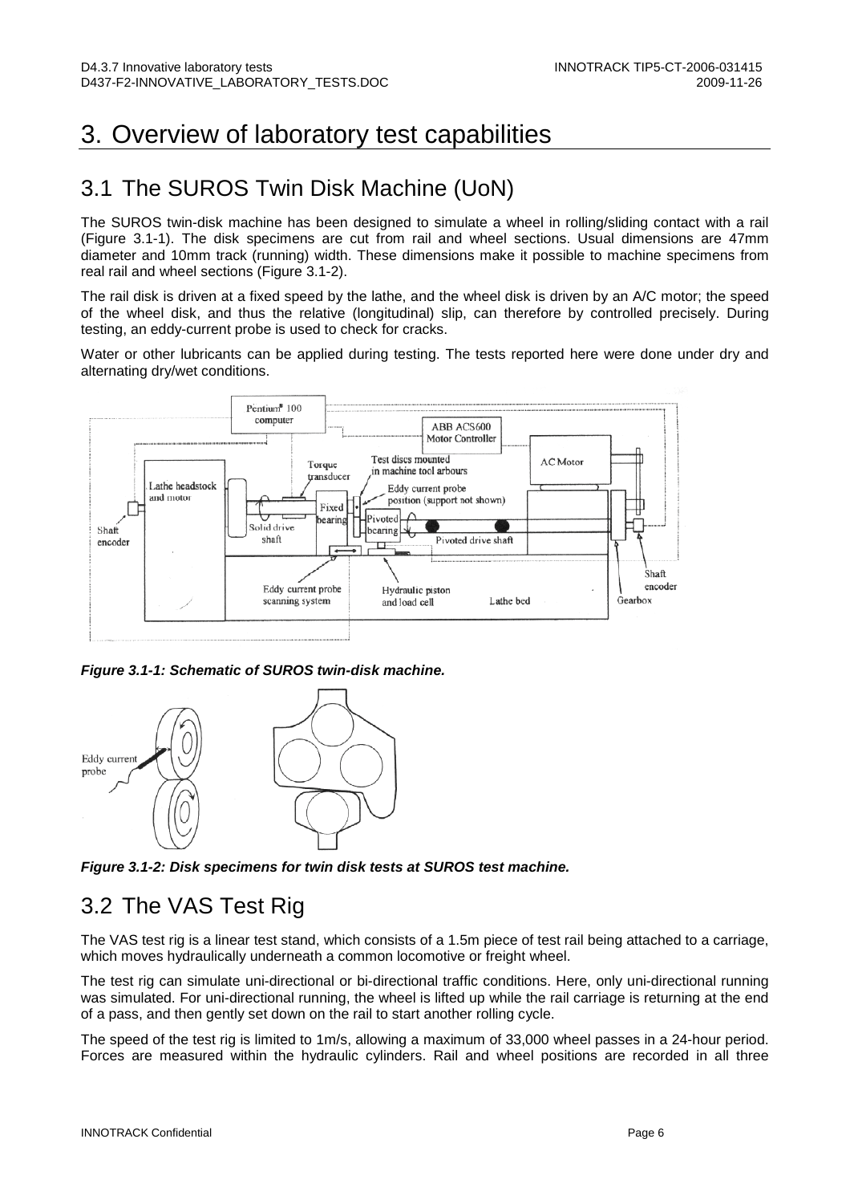# 3. Overview of laboratory test capabilities

## 3.1 The SUROS Twin Disk Machine (UoN)

The SUROS twin-disk machine has been designed to simulate a wheel in rolling/sliding contact with a rail (Figure 3.1-1). The disk specimens are cut from rail and wheel sections. Usual dimensions are 47mm diameter and 10mm track (running) width. These dimensions make it possible to machine specimens from real rail and wheel sections (Figure 3.1-2).

The rail disk is driven at a fixed speed by the lathe, and the wheel disk is driven by an A/C motor; the speed of the wheel disk, and thus the relative (longitudinal) slip, can therefore by controlled precisely. During testing, an eddy-current probe is used to check for cracks.

Water or other lubricants can be applied during testing. The tests reported here were done under dry and alternating dry/wet conditions.

Pentium® 100 computer
ABB ACS600 Motor Controller
AC Motor
Test discs mounted in machine tool arbours
Torque transducer
Lathe headstock and motor
Eddy current probe position (support not shown)
Fixed bearing
Pivoted bearing
Shaft encoder
Solid drive shaft
Pivoted drive shaft
Eddy current probe scanning system
Hydraulic piston and load cell
Lathe bed
Shaft encoder
Gearbox

***Figure 3.1-1: Schematic of SUROS twin-disk machine.***

Eddy current probe

***Figure 3.1-2: Disk specimens for twin disk tests at SUROS test machine.***

## 3.2 The VAS Test Rig

The VAS test rig is a linear test stand, which consists of a 1.5m piece of test rail being attached to a carriage, which moves hydraulically underneath a common locomotive or freight wheel.

The test rig can simulate uni-directional or bi-directional traffic conditions. Here, only uni-directional running was simulated. For uni-directional running, the wheel is lifted up while the rail carriage is returning at the end of a pass, and then gently set down on the rail to start another rolling cycle.

The speed of the test rig is limited to 1m/s, allowing a maximum of 33,000 wheel passes in a 24-hour period. Forces are measured within the hydraulic cylinders. Rail and wheel positions are recorded in all three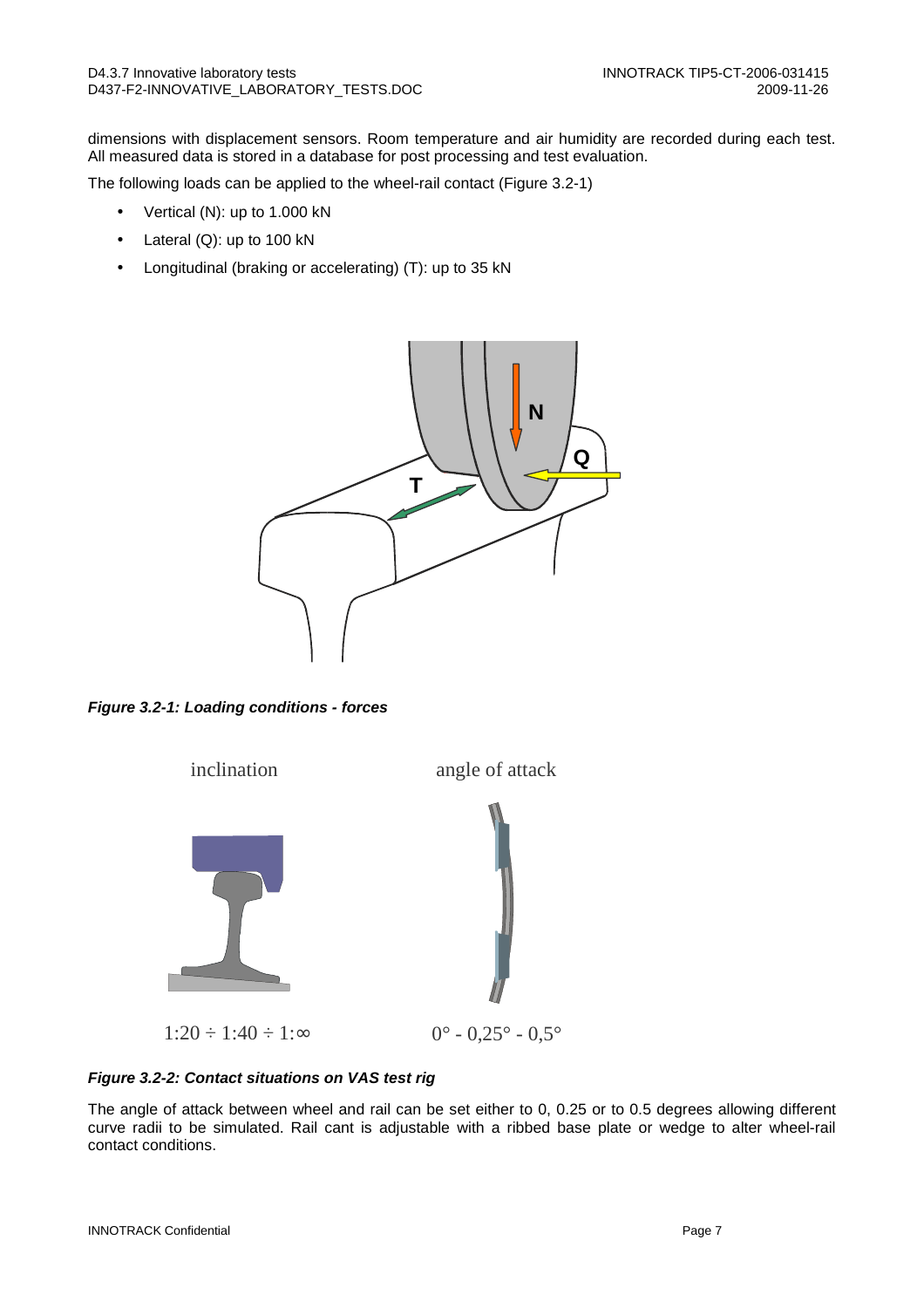dimensions with displacement sensors. Room temperature and air humidity are recorded during each test. All measured data is stored in a database for post processing and test evaluation.

The following loads can be applied to the wheel-rail contact (Figure 3.2-1)

- Vertical (N): up to 1.000 kN
- Lateral (Q): up to 100 kN
- Longitudinal (braking or accelerating) (T): up to 35 kN

N

Q

T

***Figure 3.2-1: Loading conditions - forces***

inclination

angle of attack

1:20 ÷ 1:40 ÷ 1:∞

0° - 0,25° - 0,5°

***Figure 3.2-2: Contact situations on VAS test rig***

The angle of attack between wheel and rail can be set either to 0, 0.25 or to 0.5 degrees allowing different curve radii to be simulated. Rail cant is adjustable with a ribbed base plate or wedge to alter wheel-rail contact conditions.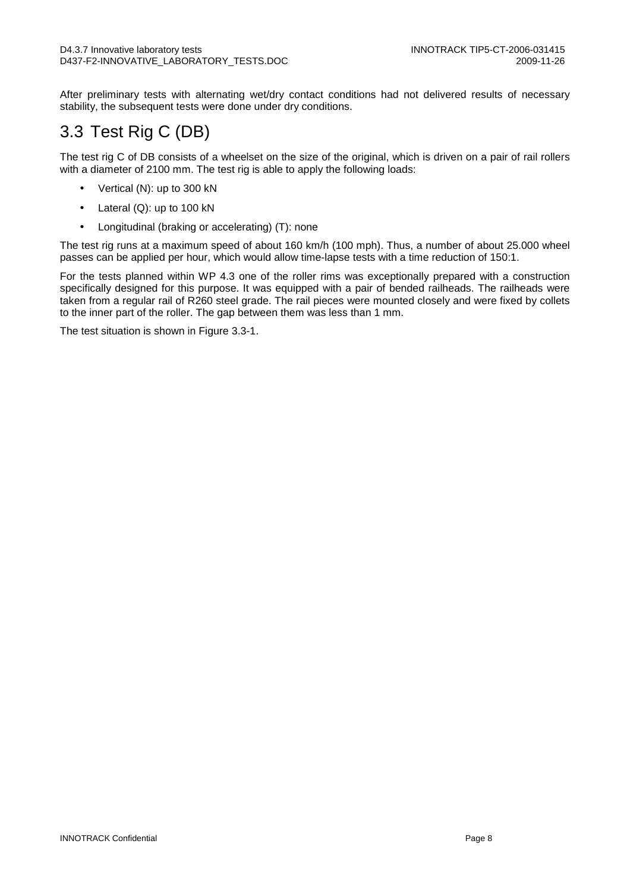After preliminary tests with alternating wet/dry contact conditions had not delivered results of necessary stability, the subsequent tests were done under dry conditions.

## 3.3 Test Rig C (DB)

The test rig C of DB consists of a wheelset on the size of the original, which is driven on a pair of rail rollers with a diameter of 2100 mm. The test rig is able to apply the following loads:

- Vertical (N): up to 300 kN
- Lateral (Q): up to 100 kN
- Longitudinal (braking or accelerating) (T): none

The test rig runs at a maximum speed of about 160 km/h (100 mph). Thus, a number of about 25.000 wheel passes can be applied per hour, which would allow time-lapse tests with a time reduction of 150:1.

For the tests planned within WP 4.3 one of the roller rims was exceptionally prepared with a construction specifically designed for this purpose. It was equipped with a pair of bended railheads. The railheads were taken from a regular rail of R260 steel grade. The rail pieces were mounted closely and were fixed by collets to the inner part of the roller. The gap between them was less than 1 mm.

The test situation is shown in Figure 3.3-1.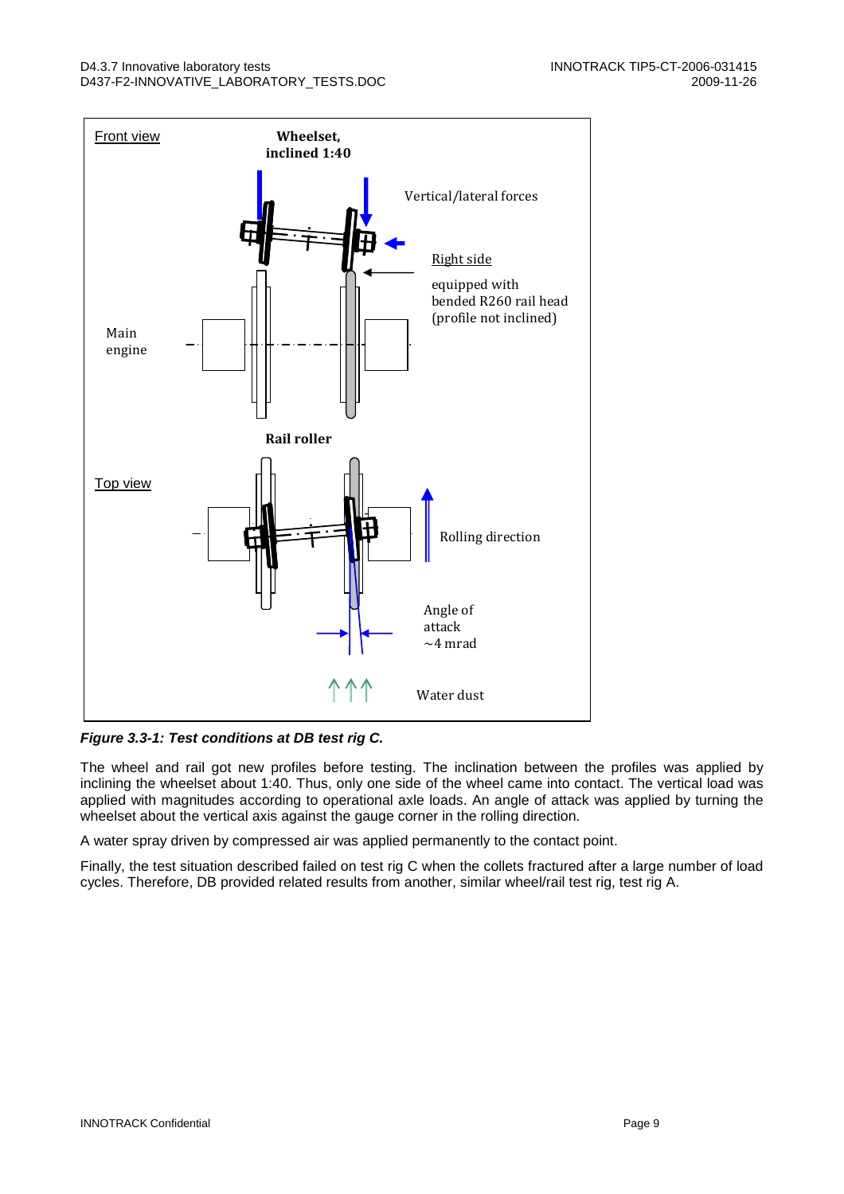Front view

Wheelset, inclined 1:40

Vertical/lateral forces

Right side

equipped with bended R260 rail head (profile not inclined)

Main engine

Rail roller

Top view

Rolling direction

Angle of attack ~4 mrad

Water dust

***Figure 3.3-1: Test conditions at DB test rig C.***

The wheel and rail got new profiles before testing. The inclination between the profiles was applied by inclining the wheelset about 1:40. Thus, only one side of the wheel came into contact. The vertical load was applied with magnitudes according to operational axle loads. An angle of attack was applied by turning the wheelset about the vertical axis against the gauge corner in the rolling direction.

A water spray driven by compressed air was applied permanently to the contact point.

Finally, the test situation described failed on test rig C when the collets fractured after a large number of load cycles. Therefore, DB provided related results from another, similar wheel/rail test rig, test rig A.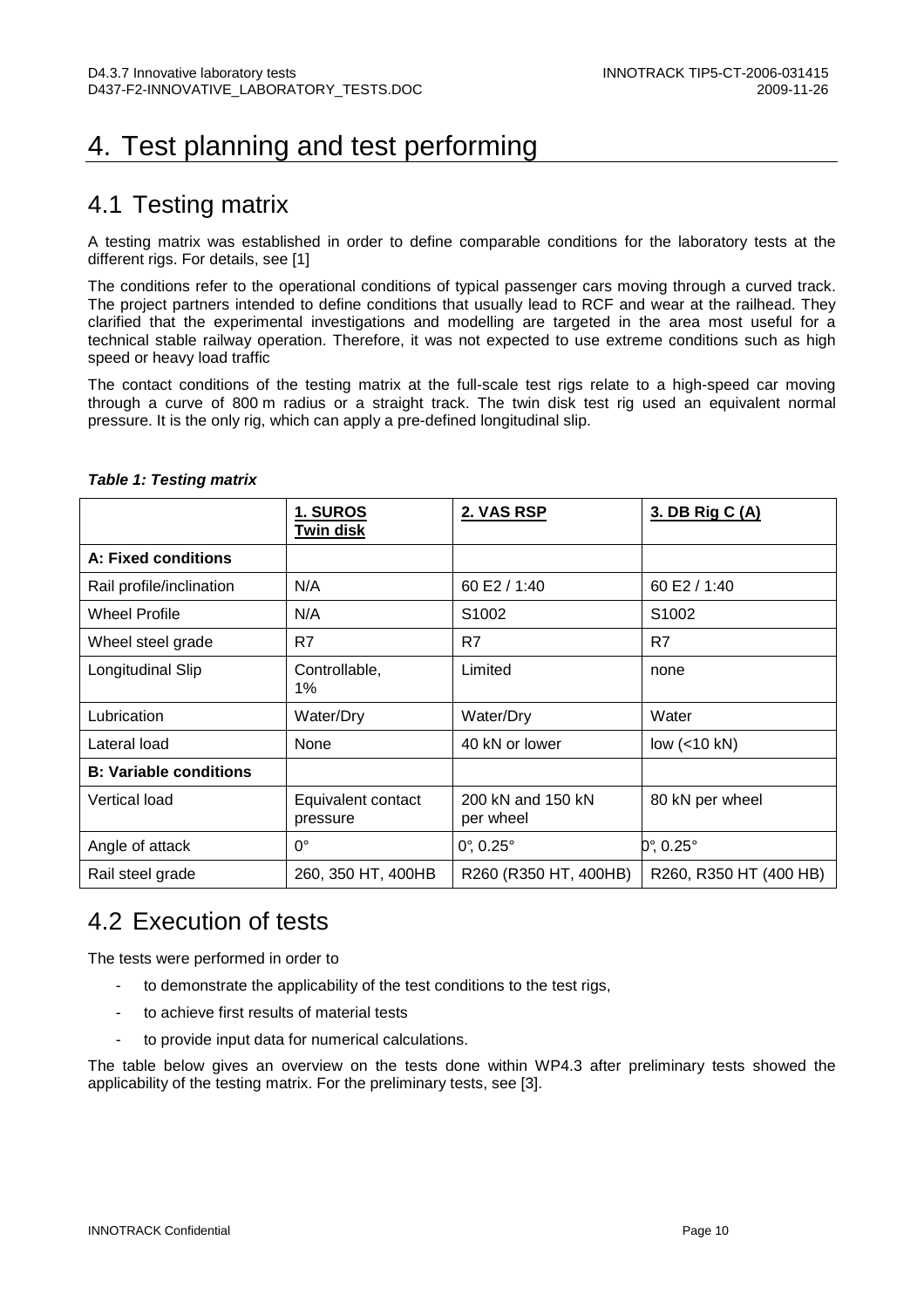# 4. Test planning and test performing

## 4.1 Testing matrix

A testing matrix was established in order to define comparable conditions for the laboratory tests at the different rigs. For details, see [1]

The conditions refer to the operational conditions of typical passenger cars moving through a curved track. The project partners intended to define conditions that usually lead to RCF and wear at the railhead. They clarified that the experimental investigations and modelling are targeted in the area most useful for a technical stable railway operation. Therefore, it was not expected to use extreme conditions such as high speed or heavy load traffic

The contact conditions of the testing matrix at the full-scale test rigs relate to a high-speed car moving through a curve of 800 m radius or a straight track. The twin disk test rig used an equivalent normal pressure. It is the only rig, which can apply a pre-defined longitudinal slip.

***Table 1: Testing matrix***

| | **1. SUROS Twin disk** | **2. VAS RSP** | **3. DB Rig C (A)** |
|---|---|---|---|
| **A: Fixed conditions** | | | |
| Rail profile/inclination | N/A | 60 E2 / 1:40 | 60 E2 / 1:40 |
| Wheel Profile | N/A | S1002 | S1002 |
| Wheel steel grade | R7 | R7 | R7 |
| Longitudinal Slip | Controllable, 1% | Limited | none |
| Lubrication | Water/Dry | Water/Dry | Water |
| Lateral load | None | 40 kN or lower | low (<10 kN) |
| **B: Variable conditions** | | | |
| Vertical load | Equivalent contact pressure | 200 kN and 150 kN per wheel | 80 kN per wheel |
| Angle of attack | 0° | 0°, 0.25° | 0°, 0.25° |
| Rail steel grade | 260, 350 HT, 400HB | R260 (R350 HT, 400HB) | R260, R350 HT (400 HB) |

## 4.2 Execution of tests

The tests were performed in order to

- to demonstrate the applicability of the test conditions to the test rigs,
- to achieve first results of material tests
- to provide input data for numerical calculations.

The table below gives an overview on the tests done within WP4.3 after preliminary tests showed the applicability of the testing matrix. For the preliminary tests, see [3].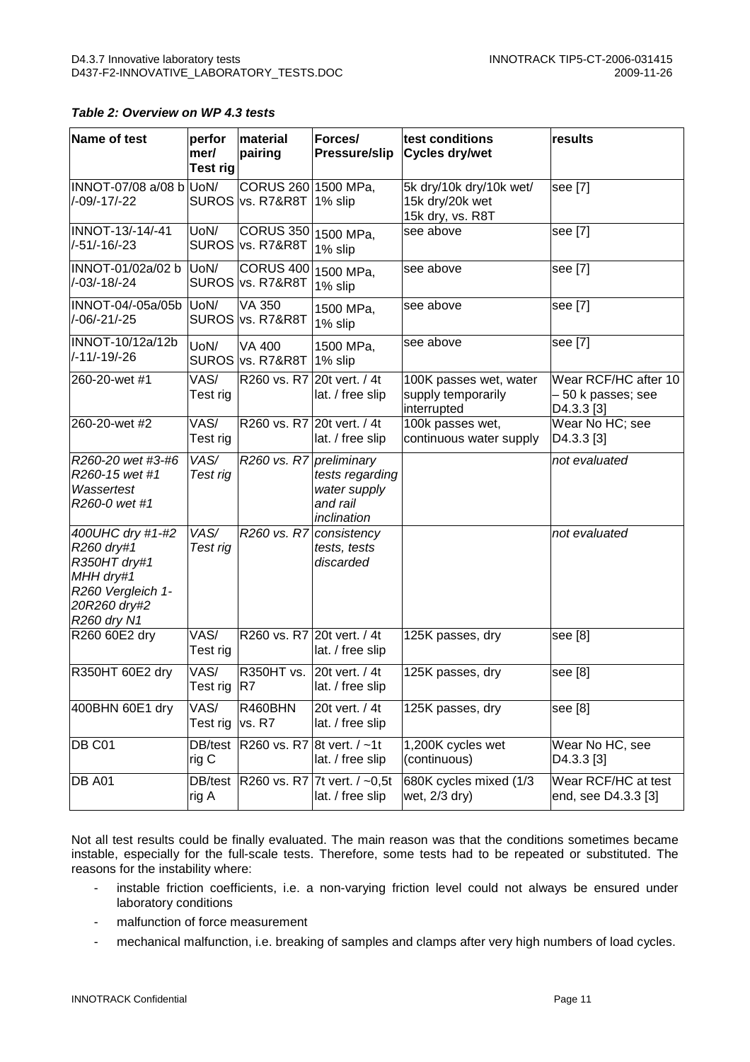***Table 2: Overview on WP 4.3 tests***

| Name of test | perfor mer/ Test rig | material pairing | Forces/ Pressure/slip | test conditions Cycles dry/wet | results |
|---|---|---|---|---|---|
| INNOT-07/08 a/08 b /-09/-17/-22 | UoN/ SUROS | CORUS 260 vs. R7&R8T | 1500 MPa, 1% slip | 5k dry/10k dry/10k wet/ 15k dry/20k wet 15k dry, vs. R8T | see [7] |
| INNOT-13/-14/-41 /-51/-16/-23 | UoN/ SUROS | CORUS 350 vs. R7&R8T | 1500 MPa, 1% slip | see above | see [7] |
| INNOT-01/02a/02 b /-03/-18/-24 | UoN/ SUROS | CORUS 400 vs. R7&R8T | 1500 MPa, 1% slip | see above | see [7] |
| INNOT-04/-05a/05b /-06/-21/-25 | UoN/ SUROS | VA 350 vs. R7&R8T | 1500 MPa, 1% slip | see above | see [7] |
| INNOT-10/12a/12b /-11/-19/-26 | UoN/ SUROS | VA 400 vs. R7&R8T | 1500 MPa, 1% slip | see above | see [7] |
| 260-20-wet #1 | VAS/ Test rig | R260 vs. R7 | 20t vert. / 4t lat. / free slip | 100K passes wet, water supply temporarily interrupted | Wear RCF/HC after 10 – 50 k passes; see D4.3.3 [3] |
| 260-20-wet #2 | VAS/ Test rig | R260 vs. R7 | 20t vert. / 4t lat. / free slip | 100k passes wet, continuous water supply | Wear No HC; see D4.3.3 [3] |
| *R260-20 wet #3-#6 R260-15 wet #1 Wassertest R260-0 wet #1* | *VAS/ Test rig* | *R260 vs. R7* | *preliminary tests regarding water supply and rail inclination* | | *not evaluated* |
| *400UHC dry #1-#2 R260 dry#1 R350HT dry#1 MHH dry#1 R260 Vergleich 1-20R260 dry#2 R260 dry N1* | *VAS/ Test rig* | *R260 vs. R7* | *consistency tests, tests discarded* | | *not evaluated* |
| R260 60E2 dry | VAS/ Test rig | R260 vs. R7 | 20t vert. / 4t lat. / free slip | 125K passes, dry | see [8] |
| R350HT 60E2 dry | VAS/ Test rig | R350HT vs. R7 | 20t vert. / 4t lat. / free slip | 125K passes, dry | see [8] |
| 400BHN 60E1 dry | VAS/ Test rig | R460BHN vs. R7 | 20t vert. / 4t lat. / free slip | 125K passes, dry | see [8] |
| DB C01 | DB/test rig C | R260 vs. R7 | 8t vert. / ~1t lat. / free slip | 1,200K cycles wet (continuous) | Wear No HC, see D4.3.3 [3] |
| DB A01 | DB/test rig A | R260 vs. R7 | 7t vert. / ~0,5t lat. / free slip | 680K cycles mixed (1/3 wet, 2/3 dry) | Wear RCF/HC at test end, see D4.3.3 [3] |

Not all test results could be finally evaluated. The main reason was that the conditions sometimes became instable, especially for the full-scale tests. Therefore, some tests had to be repeated or substituted. The reasons for the instability where:

- instable friction coefficients, i.e. a non-varying friction level could not always be ensured under laboratory conditions
- malfunction of force measurement
- mechanical malfunction, i.e. breaking of samples and clamps after very high numbers of load cycles.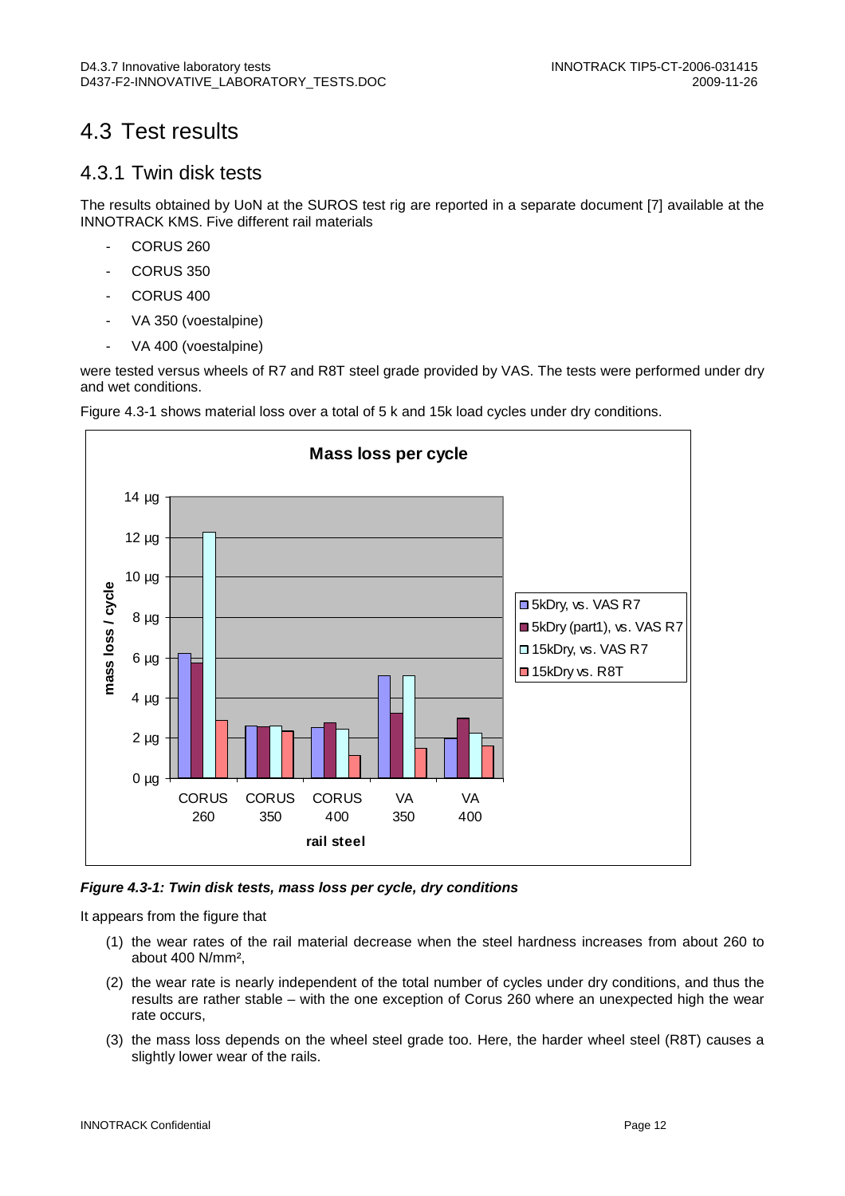## 4.3 Test results

### 4.3.1 Twin disk tests

The results obtained by UoN at the SUROS test rig are reported in a separate document [7] available at the INNOTRACK KMS. Five different rail materials

- CORUS 260
- CORUS 350
- CORUS 400
- VA 350 (voestalpine)
- VA 400 (voestalpine)

were tested versus wheels of R7 and R8T steel grade provided by VAS. The tests were performed under dry and wet conditions.

Figure 4.3-1 shows material loss over a total of 5 k and 15k load cycles under dry conditions.

Mass loss per cycle

mass loss / cycle

14 µg
12 µg
10 µg
8 µg
6 µg
4 µg
2 µg
0 µg

CORUS 260
CORUS 350
CORUS 400
VA 350
VA 400

rail steel

5kDry, vs. VAS R7
5kDry (part1), vs. VAS R7
15kDry, vs. VAS R7
15kDry vs. R8T

***Figure 4.3-1: Twin disk tests, mass loss per cycle, dry conditions***

It appears from the figure that

(1) the wear rates of the rail material decrease when the steel hardness increases from about 260 to about 400 N/mm²,

(2) the wear rate is nearly independent of the total number of cycles under dry conditions, and thus the results are rather stable – with the one exception of Corus 260 where an unexpected high the wear rate occurs,

(3) the mass loss depends on the wheel steel grade too. Here, the harder wheel steel (R8T) causes a slightly lower wear of the rails.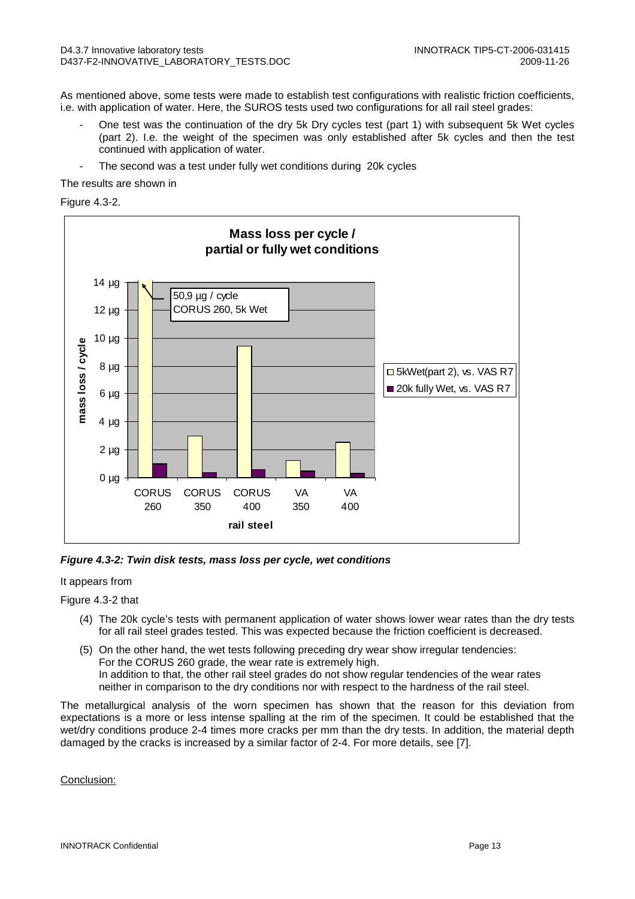As mentioned above, some tests were made to establish test configurations with realistic friction coefficients, i.e. with application of water. Here, the SUROS tests used two configurations for all rail steel grades:

- One test was the continuation of the dry 5k Dry cycles test (part 1) with subsequent 5k Wet cycles (part 2). I.e. the weight of the specimen was only established after 5k cycles and then the test continued with application of water.
- The second was a test under fully wet conditions during 20k cycles

The results are shown in

Figure 4.3-2.

Mass loss per cycle / partial or fully wet conditions

14 µg
12 µg
10 µg
8 µg
6 µg
4 µg
2 µg
0 µg

mass loss / cycle

50,9 µg / cycle
CORUS 260, 5k Wet

CORUS 260
CORUS 350
CORUS 400
VA 350
VA 400

rail steel

5kWet(part 2), vs. VAS R7
20k fully Wet, vs. VAS R7

***Figure 4.3-2: Twin disk tests, mass loss per cycle, wet conditions***

It appears from

Figure 4.3-2 that

(4) The 20k cycle's tests with permanent application of water shows lower wear rates than the dry tests for all rail steel grades tested. This was expected because the friction coefficient is decreased.

(5) On the other hand, the wet tests following preceding dry wear show irregular tendencies:
For the CORUS 260 grade, the wear rate is extremely high.
In addition to that, the other rail steel grades do not show regular tendencies of the wear rates neither in comparison to the dry conditions nor with respect to the hardness of the rail steel.

The metallurgical analysis of the worn specimen has shown that the reason for this deviation from expectations is a more or less intense spalling at the rim of the specimen. It could be established that the wet/dry conditions produce 2-4 times more cracks per mm than the dry tests. In addition, the material depth damaged by the cracks is increased by a similar factor of 2-4. For more details, see [7].

Conclusion: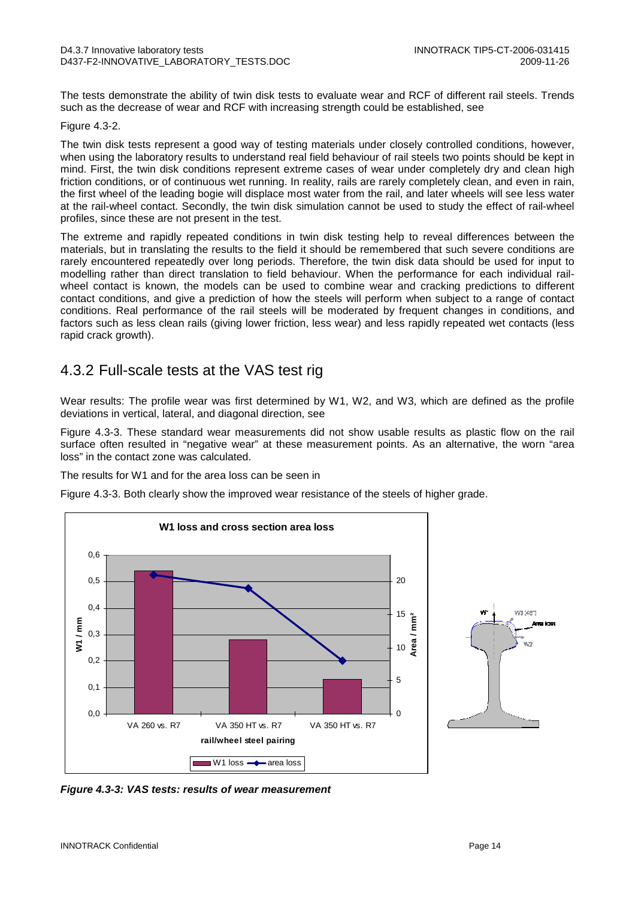The tests demonstrate the ability of twin disk tests to evaluate wear and RCF of different rail steels. Trends such as the decrease of wear and RCF with increasing strength could be established, see

Figure 4.3-2.

The twin disk tests represent a good way of testing materials under closely controlled conditions, however, when using the laboratory results to understand real field behaviour of rail steels two points should be kept in mind. First, the twin disk conditions represent extreme cases of wear under completely dry and clean high friction conditions, or of continuous wet running. In reality, rails are rarely completely clean, and even in rain, the first wheel of the leading bogie will displace most water from the rail, and later wheels will see less water at the rail-wheel contact. Secondly, the twin disk simulation cannot be used to study the effect of rail-wheel profiles, since these are not present in the test.

The extreme and rapidly repeated conditions in twin disk testing help to reveal differences between the materials, but in translating the results to the field it should be remembered that such severe conditions are rarely encountered repeatedly over long periods. Therefore, the twin disk data should be used for input to modelling rather than direct translation to field behaviour. When the performance for each individual rail-wheel contact is known, the models can be used to combine wear and cracking predictions to different contact conditions, and give a prediction of how the steels will perform when subject to a range of contact conditions. Real performance of the rail steels will be moderated by frequent changes in conditions, and factors such as less clean rails (giving lower friction, less wear) and less rapidly repeated wet contacts (less rapid crack growth).

## 4.3.2 Full-scale tests at the VAS test rig

Wear results: The profile wear was first determined by W1, W2, and W3, which are defined as the profile deviations in vertical, lateral, and diagonal direction, see

Figure 4.3-3. These standard wear measurements did not show usable results as plastic flow on the rail surface often resulted in "negative wear" at these measurement points. As an alternative, the worn "area loss" in the contact zone was calculated.

The results for W1 and for the area loss can be seen in

Figure 4.3-3. Both clearly show the improved wear resistance of the steels of higher grade.

W1 loss and cross section area loss

W1 / mm
0,0
0,1
0,2
0,3
0,4
0,5
0,6

Area / mm²
0
5
10
15
20

VA 260 vs. R7
VA 350 HT vs. R7
VA 350 HT vs. R7

rail/wheel steel pairing

W1 loss
area loss

W1
W3 (45°)
Area loss
W2

***Figure 4.3-3: VAS tests: results of wear measurement***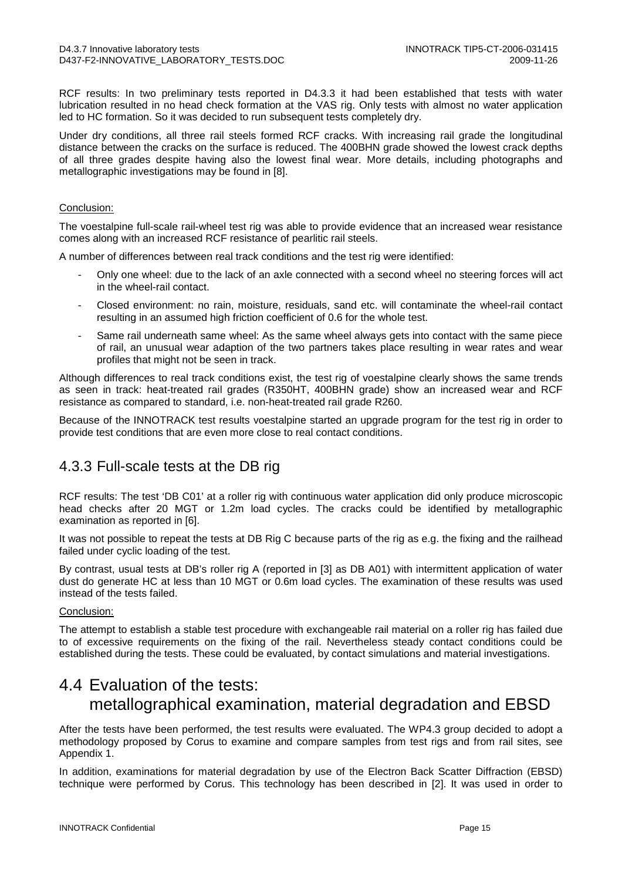RCF results: In two preliminary tests reported in D4.3.3 it had been established that tests with water lubrication resulted in no head check formation at the VAS rig. Only tests with almost no water application led to HC formation. So it was decided to run subsequent tests completely dry.

Under dry conditions, all three rail steels formed RCF cracks. With increasing rail grade the longitudinal distance between the cracks on the surface is reduced. The 400BHN grade showed the lowest crack depths of all three grades despite having also the lowest final wear. More details, including photographs and metallographic investigations may be found in [8].

Conclusion:

The voestalpine full-scale rail-wheel test rig was able to provide evidence that an increased wear resistance comes along with an increased RCF resistance of pearlitic rail steels.

A number of differences between real track conditions and the test rig were identified:

- Only one wheel: due to the lack of an axle connected with a second wheel no steering forces will act in the wheel-rail contact.
- Closed environment: no rain, moisture, residuals, sand etc. will contaminate the wheel-rail contact resulting in an assumed high friction coefficient of 0.6 for the whole test.
- Same rail underneath same wheel: As the same wheel always gets into contact with the same piece of rail, an unusual wear adaption of the two partners takes place resulting in wear rates and wear profiles that might not be seen in track.

Although differences to real track conditions exist, the test rig of voestalpine clearly shows the same trends as seen in track: heat-treated rail grades (R350HT, 400BHN grade) show an increased wear and RCF resistance as compared to standard, i.e. non-heat-treated rail grade R260.

Because of the INNOTRACK test results voestalpine started an upgrade program for the test rig in order to provide test conditions that are even more close to real contact conditions.

## 4.3.3 Full-scale tests at the DB rig

RCF results: The test 'DB C01' at a roller rig with continuous water application did only produce microscopic head checks after 20 MGT or 1.2m load cycles. The cracks could be identified by metallographic examination as reported in [6].

It was not possible to repeat the tests at DB Rig C because parts of the rig as e.g. the fixing and the railhead failed under cyclic loading of the test.

By contrast, usual tests at DB's roller rig A (reported in [3] as DB A01) with intermittent application of water dust do generate HC at less than 10 MGT or 0.6m load cycles. The examination of these results was used instead of the tests failed.

Conclusion:

The attempt to establish a stable test procedure with exchangeable rail material on a roller rig has failed due to of excessive requirements on the fixing of the rail. Nevertheless steady contact conditions could be established during the tests. These could be evaluated, by contact simulations and material investigations.

# 4.4 Evaluation of the tests: metallographical examination, material degradation and EBSD

After the tests have been performed, the test results were evaluated. The WP4.3 group decided to adopt a methodology proposed by Corus to examine and compare samples from test rigs and from rail sites, see Appendix 1.

In addition, examinations for material degradation by use of the Electron Back Scatter Diffraction (EBSD) technique were performed by Corus. This technology has been described in [2]. It was used in order to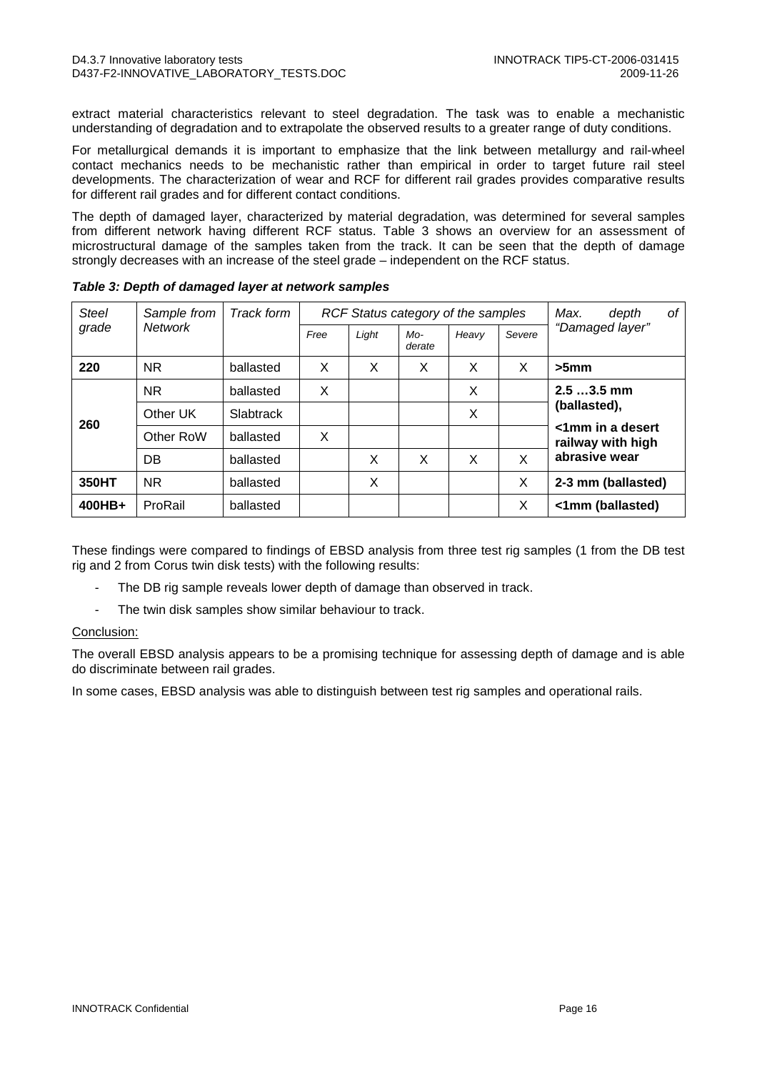extract material characteristics relevant to steel degradation. The task was to enable a mechanistic understanding of degradation and to extrapolate the observed results to a greater range of duty conditions.

For metallurgical demands it is important to emphasize that the link between metallurgy and rail-wheel contact mechanics needs to be mechanistic rather than empirical in order to target future rail steel developments. The characterization of wear and RCF for different rail grades provides comparative results for different rail grades and for different contact conditions.

The depth of damaged layer, characterized by material degradation, was determined for several samples from different network having different RCF status. Table 3 shows an overview for an assessment of microstructural damage of the samples taken from the track. It can be seen that the depth of damage strongly decreases with an increase of the steel grade – independent on the RCF status.

***Table 3: Depth of damaged layer at network samples***

| *Steel grade* | *Sample from Network* | *Track form* | *RCF Status category of the samples* | | | | | *Max. depth of "Damaged layer"* |
|---|---|---|---|---|---|---|---|---|
| | | | *Free* | *Light* | *Mo-derate* | *Heavy* | *Severe* | |
| **220** | NR | ballasted | X | X | X | X | X | **>5mm** |
| **260** | NR | ballasted | X | | | X | | **2.5 …3.5 mm (ballasted), <1mm in a desert railway with high abrasive wear** |
| | Other UK | Slabtrack | | | | X | | |
| | Other RoW | ballasted | X | | | | | |
| | DB | ballasted | | X | X | X | X | |
| **350HT** | NR | ballasted | | X | | | X | **2-3 mm (ballasted)** |
| **400HB+** | ProRail | ballasted | | | | | X | **<1mm (ballasted)** |

These findings were compared to findings of EBSD analysis from three test rig samples (1 from the DB test rig and 2 from Corus twin disk tests) with the following results:

- The DB rig sample reveals lower depth of damage than observed in track.
- The twin disk samples show similar behaviour to track.

Conclusion:

The overall EBSD analysis appears to be a promising technique for assessing depth of damage and is able do discriminate between rail grades.

In some cases, EBSD analysis was able to distinguish between test rig samples and operational rails.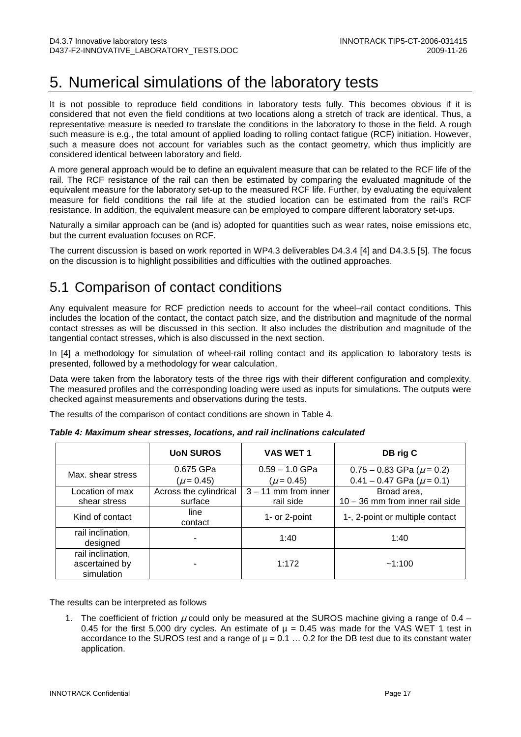# 5. Numerical simulations of the laboratory tests

It is not possible to reproduce field conditions in laboratory tests fully. This becomes obvious if it is considered that not even the field conditions at two locations along a stretch of track are identical. Thus, a representative measure is needed to translate the conditions in the laboratory to those in the field. A rough such measure is e.g., the total amount of applied loading to rolling contact fatigue (RCF) initiation. However, such a measure does not account for variables such as the contact geometry, which thus implicitly are considered identical between laboratory and field.

A more general approach would be to define an equivalent measure that can be related to the RCF life of the rail. The RCF resistance of the rail can then be estimated by comparing the evaluated magnitude of the equivalent measure for the laboratory set-up to the measured RCF life. Further, by evaluating the equivalent measure for field conditions the rail life at the studied location can be estimated from the rail's RCF resistance. In addition, the equivalent measure can be employed to compare different laboratory set-ups.

Naturally a similar approach can be (and is) adopted for quantities such as wear rates, noise emissions etc, but the current evaluation focuses on RCF.

The current discussion is based on work reported in WP4.3 deliverables D4.3.4 [4] and D4.3.5 [5]. The focus on the discussion is to highlight possibilities and difficulties with the outlined approaches.

## 5.1 Comparison of contact conditions

Any equivalent measure for RCF prediction needs to account for the wheel–rail contact conditions. This includes the location of the contact, the contact patch size, and the distribution and magnitude of the normal contact stresses as will be discussed in this section. It also includes the distribution and magnitude of the tangential contact stresses, which is also discussed in the next section.

In [4] a methodology for simulation of wheel-rail rolling contact and its application to laboratory tests is presented, followed by a methodology for wear calculation.

Data were taken from the laboratory tests of the three rigs with their different configuration and complexity. The measured profiles and the corresponding loading were used as inputs for simulations. The outputs were checked against measurements and observations during the tests.

The results of the comparison of contact conditions are shown in Table 4.

***Table 4: Maximum shear stresses, locations, and rail inclinations calculated***

| | UoN SUROS | VAS WET 1 | DB rig C |
|---|---|---|---|
| Max. shear stress | 0.675 GPa ($\mu = 0.45$) | 0.59 – 1.0 GPa ($\mu = 0.45$) | 0.75 – 0.83 GPa ($\mu = 0.2$) 0.41 – 0.47 GPa ($\mu = 0.1$) |
| Location of max shear stress | Across the cylindrical surface | 3 – 11 mm from inner rail side | Broad area, 10 – 36 mm from inner rail side |
| Kind of contact | line contact | 1- or 2-point | 1-, 2-point or multiple contact |
| rail inclination, designed | - | 1:40 | 1:40 |
| rail inclination, ascertained by simulation | - | 1:172 | ~1:100 |

The results can be interpreted as follows

1. The coefficient of friction $\mu$ could only be measured at the SUROS machine giving a range of 0.4 – 0.45 for the first 5,000 dry cycles. An estimate of $\mu = 0.45$ was made for the VAS WET 1 test in accordance to the SUROS test and a range of $\mu = 0.1 \ldots 0.2$ for the DB test due to its constant water application.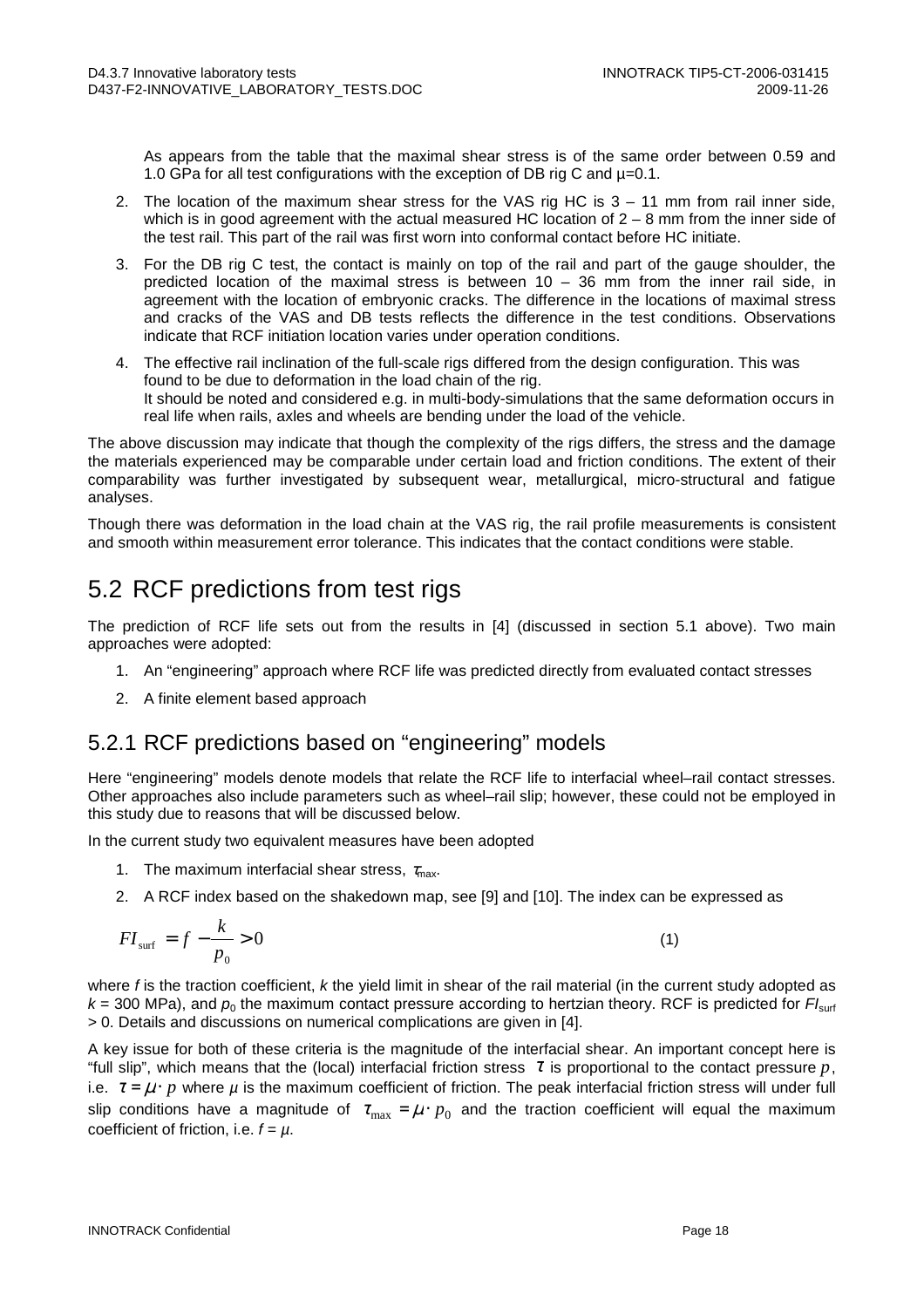As appears from the table that the maximal shear stress is of the same order between 0.59 and 1.0 GPa for all test configurations with the exception of DB rig C and μ=0.1.

2. The location of the maximum shear stress for the VAS rig HC is 3 – 11 mm from rail inner side, which is in good agreement with the actual measured HC location of 2 – 8 mm from the inner side of the test rail. This part of the rail was first worn into conformal contact before HC initiate.
3. For the DB rig C test, the contact is mainly on top of the rail and part of the gauge shoulder, the predicted location of the maximal stress is between 10 – 36 mm from the inner rail side, in agreement with the location of embryonic cracks. The difference in the locations of maximal stress and cracks of the VAS and DB tests reflects the difference in the test conditions. Observations indicate that RCF initiation location varies under operation conditions.
4. The effective rail inclination of the full-scale rigs differed from the design configuration. This was found to be due to deformation in the load chain of the rig.
   It should be noted and considered e.g. in multi-body-simulations that the same deformation occurs in real life when rails, axles and wheels are bending under the load of the vehicle.

The above discussion may indicate that though the complexity of the rigs differs, the stress and the damage the materials experienced may be comparable under certain load and friction conditions. The extent of their comparability was further investigated by subsequent wear, metallurgical, micro-structural and fatigue analyses.

Though there was deformation in the load chain at the VAS rig, the rail profile measurements is consistent and smooth within measurement error tolerance. This indicates that the contact conditions were stable.

## 5.2 RCF predictions from test rigs

The prediction of RCF life sets out from the results in [4] (discussed in section 5.1 above). Two main approaches were adopted:

1. An "engineering" approach where RCF life was predicted directly from evaluated contact stresses
2. A finite element based approach

### 5.2.1 RCF predictions based on "engineering" models

Here "engineering" models denote models that relate the RCF life to interfacial wheel–rail contact stresses. Other approaches also include parameters such as wheel–rail slip; however, these could not be employed in this study due to reasons that will be discussed below.

In the current study two equivalent measures have been adopted

1. The maximum interfacial shear stress, $\tau_{max}$.
2. A RCF index based on the shakedown map, see [9] and [10]. The index can be expressed as

$$FI_{\text{surf}} = f - \frac{k}{p_0} > 0 \qquad (1)$$

where $f$ is the traction coefficient, $k$ the yield limit in shear of the rail material (in the current study adopted as $k$ = 300 MPa), and $p_0$ the maximum contact pressure according to hertzian theory. RCF is predicted for $FI_{\text{surf}} > 0$. Details and discussions on numerical complications are given in [4].

A key issue for both of these criteria is the magnitude of the interfacial shear. An important concept here is "full slip", which means that the (local) interfacial friction stress $\tau$ is proportional to the contact pressure $p$, i.e. $\tau = \mu \cdot p$ where $\mu$ is the maximum coefficient of friction. The peak interfacial friction stress will under full slip conditions have a magnitude of $\tau_{\max} = \mu \cdot p_0$ and the traction coefficient will equal the maximum coefficient of friction, i.e. $f = \mu$.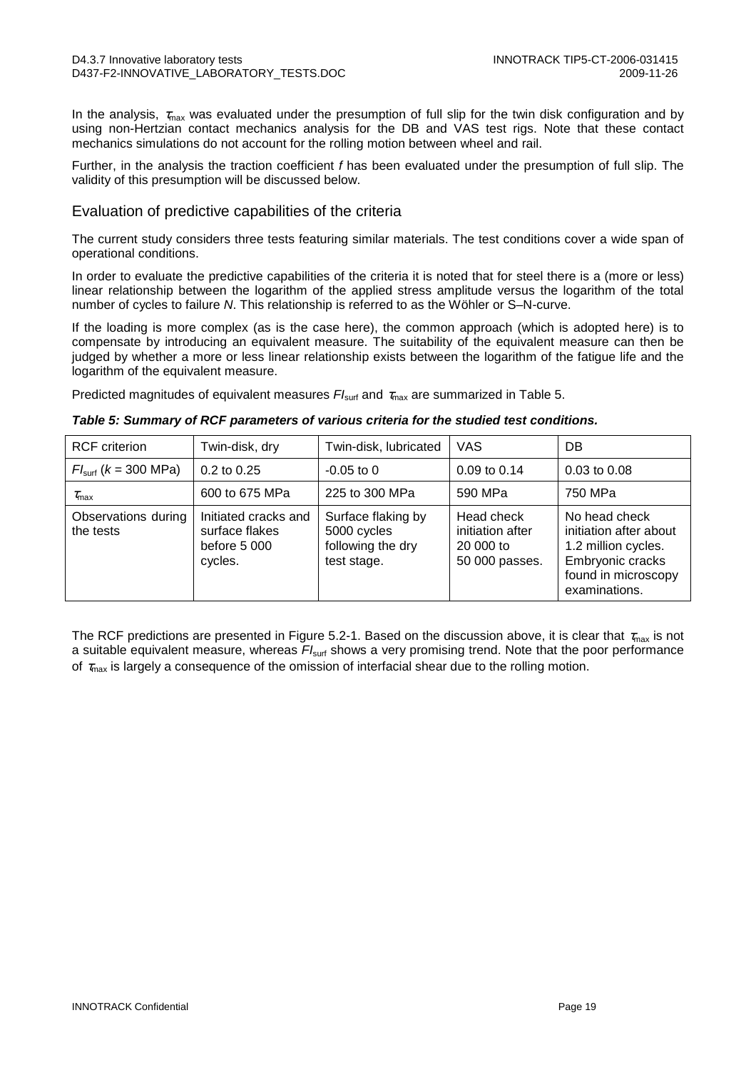In the analysis, $\tau_{max}$ was evaluated under the presumption of full slip for the twin disk configuration and by using non-Hertzian contact mechanics analysis for the DB and VAS test rigs. Note that these contact mechanics simulations do not account for the rolling motion between wheel and rail.

Further, in the analysis the traction coefficient $f$ has been evaluated under the presumption of full slip. The validity of this presumption will be discussed below.

## Evaluation of predictive capabilities of the criteria

The current study considers three tests featuring similar materials. The test conditions cover a wide span of operational conditions.

In order to evaluate the predictive capabilities of the criteria it is noted that for steel there is a (more or less) linear relationship between the logarithm of the applied stress amplitude versus the logarithm of the total number of cycles to failure $N$. This relationship is referred to as the Wöhler or S–N-curve.

If the loading is more complex (as is the case here), the common approach (which is adopted here) is to compensate by introducing an equivalent measure. The suitability of the equivalent measure can then be judged by whether a more or less linear relationship exists between the logarithm of the fatigue life and the logarithm of the equivalent measure.

Predicted magnitudes of equivalent measures $FI_{surf}$ and $\tau_{max}$ are summarized in Table 5.

***Table 5: Summary of RCF parameters of various criteria for the studied test conditions.***

| RCF criterion | Twin-disk, dry | Twin-disk, lubricated | VAS | DB |
|---|---|---|---|---|
| $FI_{surf}$ ($k$ = 300 MPa) | 0.2 to 0.25 | -0.05 to 0 | 0.09 to 0.14 | 0.03 to 0.08 |
| $\tau_{max}$ | 600 to 675 MPa | 225 to 300 MPa | 590 MPa | 750 MPa |
| Observations during the tests | Initiated cracks and surface flakes before 5 000 cycles. | Surface flaking by 5000 cycles following the dry test stage. | Head check initiation after 20 000 to 50 000 passes. | No head check initiation after about 1.2 million cycles. Embryonic cracks found in microscopy examinations. |

The RCF predictions are presented in Figure 5.2-1. Based on the discussion above, it is clear that $\tau_{max}$ is not a suitable equivalent measure, whereas $FI_{surf}$ shows a very promising trend. Note that the poor performance of $\tau_{max}$ is largely a consequence of the omission of interfacial shear due to the rolling motion.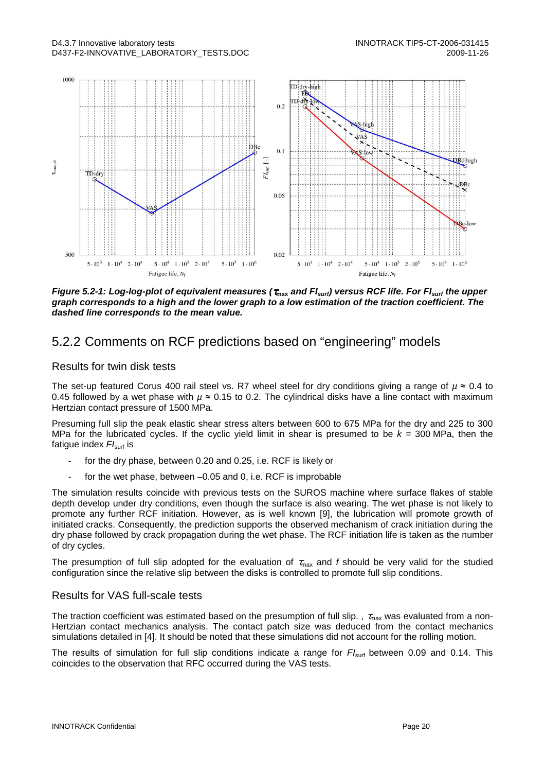1000

500

$\tau_{max,el}$

TD dry

VAS

DBc

$5 \cdot 10^3$ $1 \cdot 10^4$ $2 \cdot 10^4$ $5 \cdot 10^4$ $1 \cdot 10^5$ $2 \cdot 10^5$ $5 \cdot 10^5$ $1 \cdot 10^6$

Fatigue life, $N_f$

0.2

0.1

0.05

0.02

$FI_{surf}$ [-]

TD-dry-high

TD

TD-dry-low

VAS-high

VAS

VAS-low

DBc-high

DBc

DBc-low

$5 \cdot 10^3$ $1 \cdot 10^4$ $2 \cdot 10^4$ $5 \cdot 10^4$ $1 \cdot 10^5$ $2 \cdot 10^5$ $5 \cdot 10^5$ $1 \cdot 10^6$

Fatigue life, $N_f$

***Figure 5.2-1: Log-log-plot of equivalent measures ($\tau_{max}$ and $FI_{surf}$) versus RCF life. For $FI_{surf}$ the upper graph corresponds to a high and the lower graph to a low estimation of the traction coefficient. The dashed line corresponds to the mean value.***

## 5.2.2 Comments on RCF predictions based on "engineering" models

### Results for twin disk tests

The set-up featured Corus 400 rail steel vs. R7 wheel steel for dry conditions giving a range of $\mu \approx 0.4$ to 0.45 followed by a wet phase with $\mu \approx 0.15$ to 0.2. The cylindrical disks have a line contact with maximum Hertzian contact pressure of 1500 MPa.

Presuming full slip the peak elastic shear stress alters between 600 to 675 MPa for the dry and 225 to 300 MPa for the lubricated cycles. If the cyclic yield limit in shear is presumed to be $k$ = 300 MPa, then the fatigue index $FI_{surf}$ is

- for the dry phase, between 0.20 and 0.25, i.e. RCF is likely or
- for the wet phase, between –0.05 and 0, i.e. RCF is improbable

The simulation results coincide with previous tests on the SUROS machine where surface flakes of stable depth develop under dry conditions, even though the surface is also wearing. The wet phase is not likely to promote any further RCF initiation. However, as is well known [9], the lubrication will promote growth of initiated cracks. Consequently, the prediction supports the observed mechanism of crack initiation during the dry phase followed by crack propagation during the wet phase. The RCF initiation life is taken as the number of dry cycles.

The presumption of full slip adopted for the evaluation of $\tau_{max}$ and $f$ should be very valid for the studied configuration since the relative slip between the disks is controlled to promote full slip conditions.

### Results for VAS full-scale tests

The traction coefficient was estimated based on the presumption of full slip. , $\tau_{max}$ was evaluated from a non-Hertzian contact mechanics analysis. The contact patch size was deduced from the contact mechanics simulations detailed in [4]. It should be noted that these simulations did not account for the rolling motion.

The results of simulation for full slip conditions indicate a range for $FI_{surf}$ between 0.09 and 0.14. This coincides to the observation that RFC occurred during the VAS tests.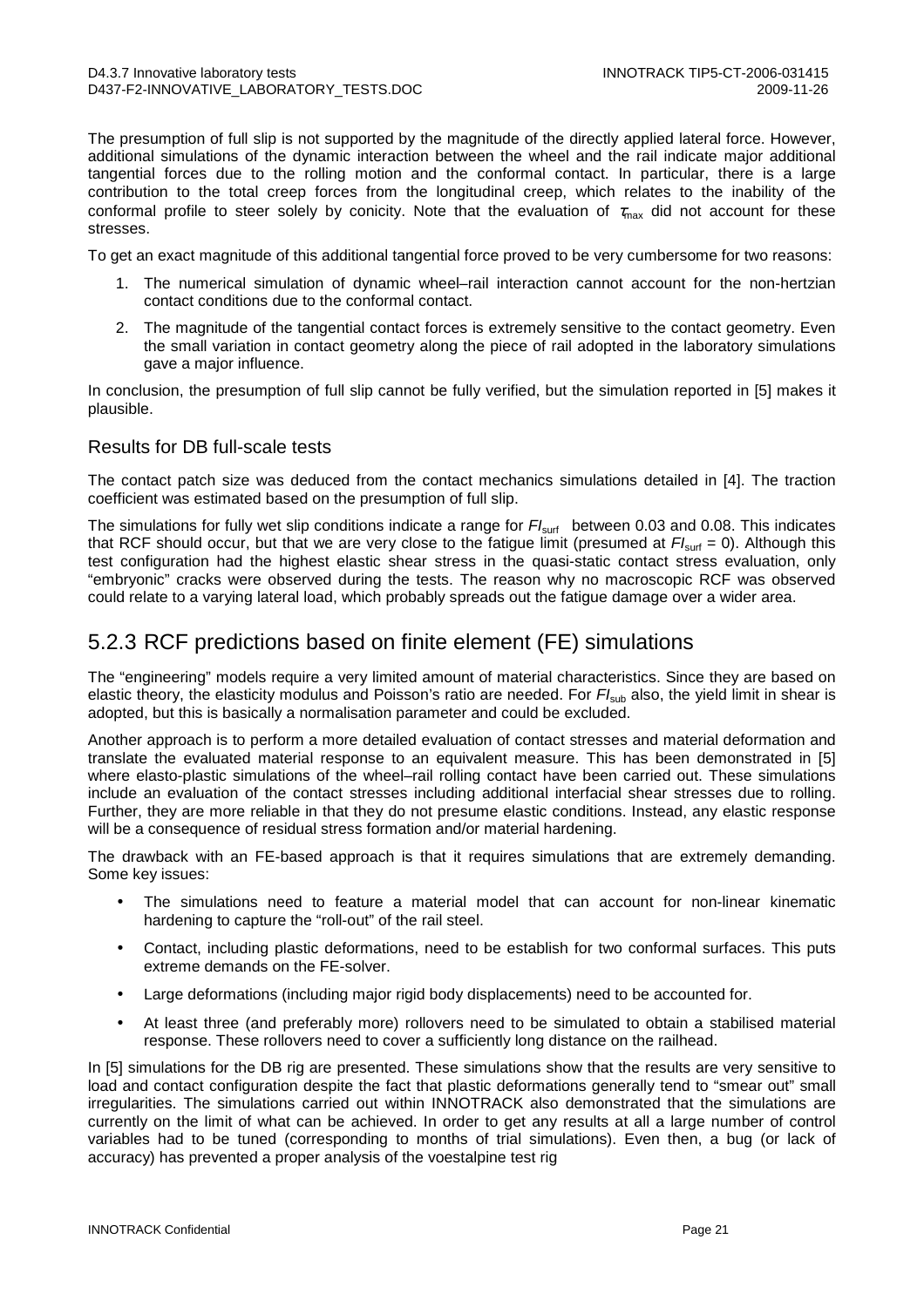The presumption of full slip is not supported by the magnitude of the directly applied lateral force. However, additional simulations of the dynamic interaction between the wheel and the rail indicate major additional tangential forces due to the rolling motion and the conformal contact. In particular, there is a large contribution to the total creep forces from the longitudinal creep, which relates to the inability of the conformal profile to steer solely by conicity. Note that the evaluation of $\tau_{max}$ did not account for these stresses.

To get an exact magnitude of this additional tangential force proved to be very cumbersome for two reasons:

1. The numerical simulation of dynamic wheel–rail interaction cannot account for the non-hertzian contact conditions due to the conformal contact.
2. The magnitude of the tangential contact forces is extremely sensitive to the contact geometry. Even the small variation in contact geometry along the piece of rail adopted in the laboratory simulations gave a major influence.

In conclusion, the presumption of full slip cannot be fully verified, but the simulation reported in [5] makes it plausible.

### Results for DB full-scale tests

The contact patch size was deduced from the contact mechanics simulations detailed in [4]. The traction coefficient was estimated based on the presumption of full slip.

The simulations for fully wet slip conditions indicate a range for $FI_{surf}$ between 0.03 and 0.08. This indicates that RCF should occur, but that we are very close to the fatigue limit (presumed at $FI_{surf}$ = 0). Although this test configuration had the highest elastic shear stress in the quasi-static contact stress evaluation, only "embryonic" cracks were observed during the tests. The reason why no macroscopic RCF was observed could relate to a varying lateral load, which probably spreads out the fatigue damage over a wider area.

## 5.2.3 RCF predictions based on finite element (FE) simulations

The "engineering" models require a very limited amount of material characteristics. Since they are based on elastic theory, the elasticity modulus and Poisson's ratio are needed. For $FI_{sub}$ also, the yield limit in shear is adopted, but this is basically a normalisation parameter and could be excluded.

Another approach is to perform a more detailed evaluation of contact stresses and material deformation and translate the evaluated material response to an equivalent measure. This has been demonstrated in [5] where elasto-plastic simulations of the wheel–rail rolling contact have been carried out. These simulations include an evaluation of the contact stresses including additional interfacial shear stresses due to rolling. Further, they are more reliable in that they do not presume elastic conditions. Instead, any elastic response will be a consequence of residual stress formation and/or material hardening.

The drawback with an FE-based approach is that it requires simulations that are extremely demanding. Some key issues:

- The simulations need to feature a material model that can account for non-linear kinematic hardening to capture the "roll-out" of the rail steel.
- Contact, including plastic deformations, need to be establish for two conformal surfaces. This puts extreme demands on the FE-solver.
- Large deformations (including major rigid body displacements) need to be accounted for.
- At least three (and preferably more) rollovers need to be simulated to obtain a stabilised material response. These rollovers need to cover a sufficiently long distance on the railhead.

In [5] simulations for the DB rig are presented. These simulations show that the results are very sensitive to load and contact configuration despite the fact that plastic deformations generally tend to "smear out" small irregularities. The simulations carried out within INNOTRACK also demonstrated that the simulations are currently on the limit of what can be achieved. In order to get any results at all a large number of control variables had to be tuned (corresponding to months of trial simulations). Even then, a bug (or lack of accuracy) has prevented a proper analysis of the voestalpine test rig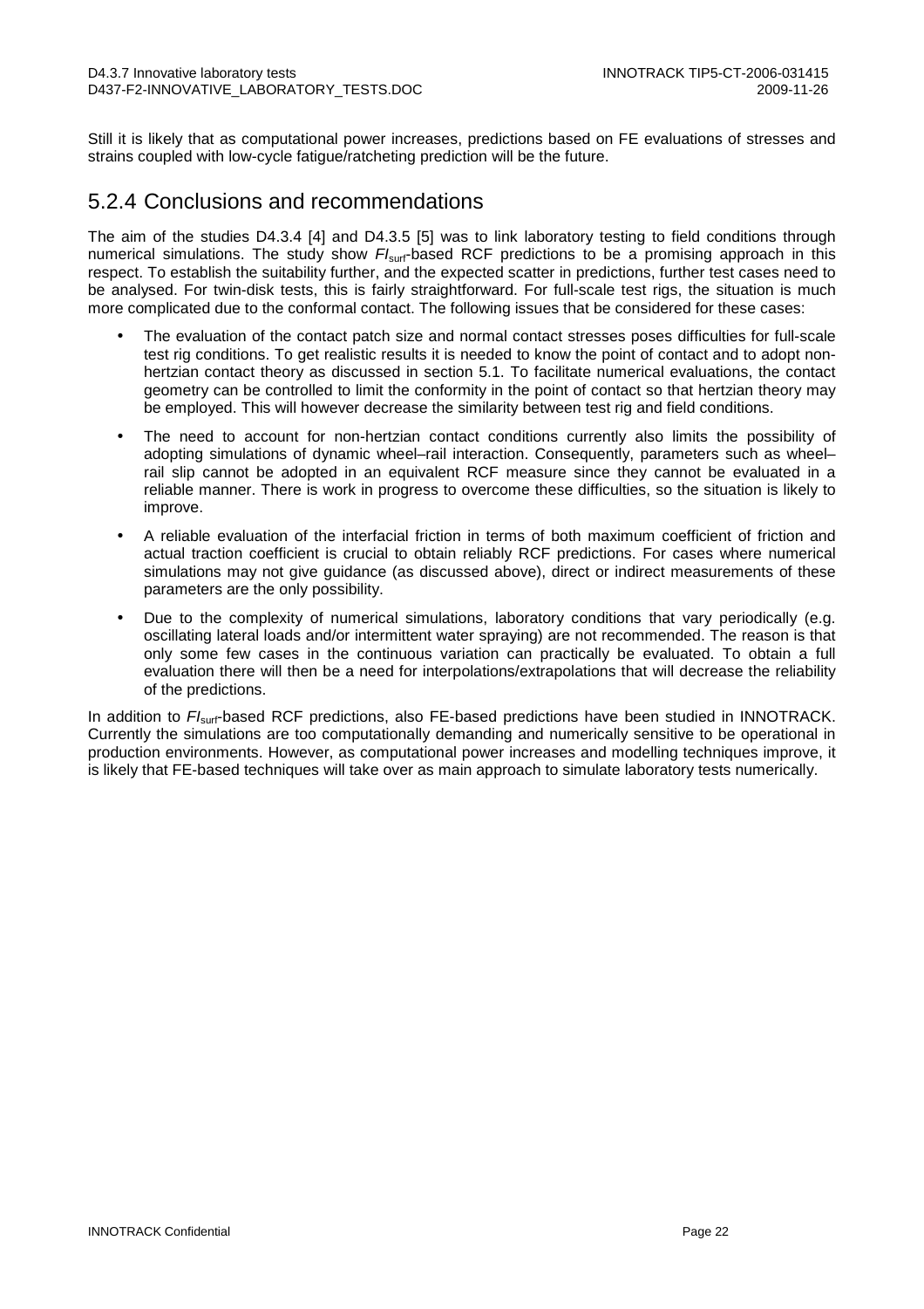Still it is likely that as computational power increases, predictions based on FE evaluations of stresses and strains coupled with low-cycle fatigue/ratcheting prediction will be the future.

## 5.2.4 Conclusions and recommendations

The aim of the studies D4.3.4 [4] and D4.3.5 [5] was to link laboratory testing to field conditions through numerical simulations. The study show $FI_{surf}$-based RCF predictions to be a promising approach in this respect. To establish the suitability further, and the expected scatter in predictions, further test cases need to be analysed. For twin-disk tests, this is fairly straightforward. For full-scale test rigs, the situation is much more complicated due to the conformal contact. The following issues that be considered for these cases:

- The evaluation of the contact patch size and normal contact stresses poses difficulties for full-scale test rig conditions. To get realistic results it is needed to know the point of contact and to adopt non-hertzian contact theory as discussed in section 5.1. To facilitate numerical evaluations, the contact geometry can be controlled to limit the conformity in the point of contact so that hertzian theory may be employed. This will however decrease the similarity between test rig and field conditions.
- The need to account for non-hertzian contact conditions currently also limits the possibility of adopting simulations of dynamic wheel–rail interaction. Consequently, parameters such as wheel–rail slip cannot be adopted in an equivalent RCF measure since they cannot be evaluated in a reliable manner. There is work in progress to overcome these difficulties, so the situation is likely to improve.
- A reliable evaluation of the interfacial friction in terms of both maximum coefficient of friction and actual traction coefficient is crucial to obtain reliably RCF predictions. For cases where numerical simulations may not give guidance (as discussed above), direct or indirect measurements of these parameters are the only possibility.
- Due to the complexity of numerical simulations, laboratory conditions that vary periodically (e.g. oscillating lateral loads and/or intermittent water spraying) are not recommended. The reason is that only some few cases in the continuous variation can practically be evaluated. To obtain a full evaluation there will then be a need for interpolations/extrapolations that will decrease the reliability of the predictions.

In addition to $FI_{surf}$-based RCF predictions, also FE-based predictions have been studied in INNOTRACK. Currently the simulations are too computationally demanding and numerically sensitive to be operational in production environments. However, as computational power increases and modelling techniques improve, it is likely that FE-based techniques will take over as main approach to simulate laboratory tests numerically.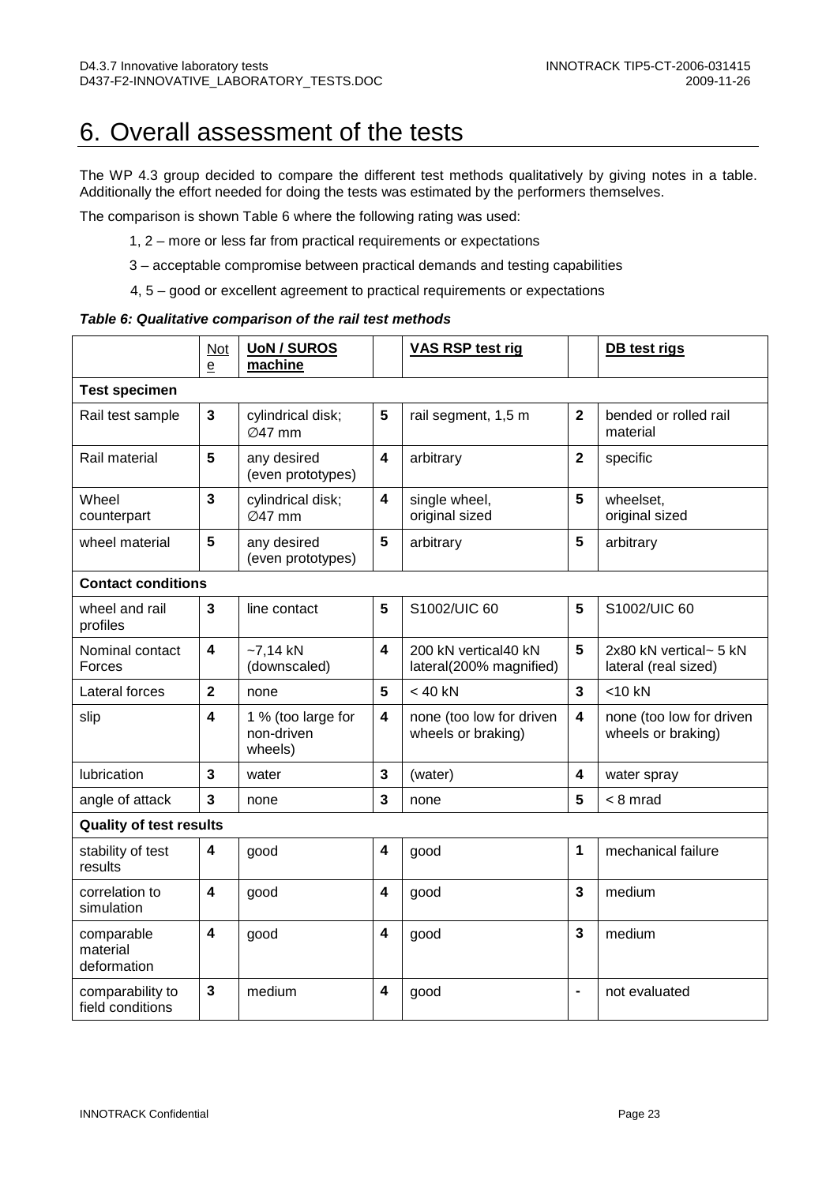# 6. Overall assessment of the tests

The WP 4.3 group decided to compare the different test methods qualitatively by giving notes in a table. Additionally the effort needed for doing the tests was estimated by the performers themselves.

The comparison is shown Table 6 where the following rating was used:

1, 2 – more or less far from practical requirements or expectations

3 – acceptable compromise between practical demands and testing capabilities

4, 5 – good or excellent agreement to practical requirements or expectations

***Table 6: Qualitative comparison of the rail test methods***

| | Note | UoN / SUROS machine | | VAS RSP test rig | | DB test rigs |
|---|---|---|---|---|---|---|
| **Test specimen** | | | | | | |
| Rail test sample | **3** | cylindrical disk; ∅47 mm | **5** | rail segment, 1,5 m | **2** | bended or rolled rail material |
| Rail material | **5** | any desired (even prototypes) | **4** | arbitrary | **2** | specific |
| Wheel counterpart | **3** | cylindrical disk; ∅47 mm | **4** | single wheel, original sized | **5** | wheelset, original sized |
| wheel material | **5** | any desired (even prototypes) | **5** | arbitrary | **5** | arbitrary |
| **Contact conditions** | | | | | | |
| wheel and rail profiles | **3** | line contact | **5** | S1002/UIC 60 | **5** | S1002/UIC 60 |
| Nominal contact Forces | **4** | ~7,14 kN (downscaled) | **4** | 200 kN vertical40 kN lateral(200% magnified) | **5** | 2x80 kN vertical~ 5 kN lateral (real sized) |
| Lateral forces | **2** | none | **5** | < 40 kN | **3** | <10 kN |
| slip | **4** | 1 % (too large for non-driven wheels) | **4** | none (too low for driven wheels or braking) | **4** | none (too low for driven wheels or braking) |
| lubrication | **3** | water | **3** | (water) | **4** | water spray |
| angle of attack | **3** | none | **3** | none | **5** | < 8 mrad |
| **Quality of test results** | | | | | | |
| stability of test results | **4** | good | **4** | good | **1** | mechanical failure |
| correlation to simulation | **4** | good | **4** | good | **3** | medium |
| comparable material deformation | **4** | good | **4** | good | **3** | medium |
| comparability to field conditions | **3** | medium | **4** | good | **-** | not evaluated |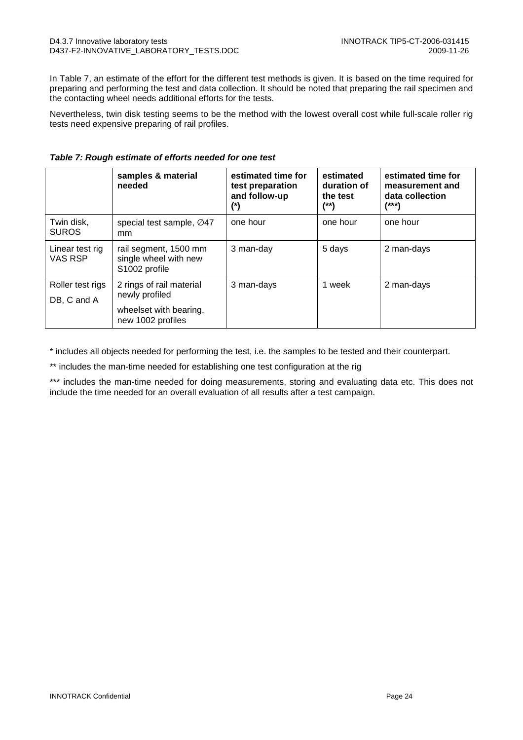In Table 7, an estimate of the effort for the different test methods is given. It is based on the time required for preparing and performing the test and data collection. It should be noted that preparing the rail specimen and the contacting wheel needs additional efforts for the tests.

Nevertheless, twin disk testing seems to be the method with the lowest overall cost while full-scale roller rig tests need expensive preparing of rail profiles.

***Table 7: Rough estimate of efforts needed for one test***

| | **samples & material needed** | **estimated time for test preparation and follow-up (*)** | **estimated duration of the test (**)** | **estimated time for measurement and data collection (***)** |
|---|---|---|---|---|
| Twin disk, SUROS | special test sample, ∅47 mm | one hour | one hour | one hour |
| Linear test rig VAS RSP | rail segment, 1500 mm single wheel with new S1002 profile | 3 man-day | 5 days | 2 man-days |
| Roller test rigs DB, C and A | 2 rings of rail material newly profiled<br>wheelset with bearing, new 1002 profiles | 3 man-days | 1 week | 2 man-days |

* includes all objects needed for performing the test, i.e. the samples to be tested and their counterpart.

** includes the man-time needed for establishing one test configuration at the rig

*** includes the man-time needed for doing measurements, storing and evaluating data etc. This does not include the time needed for an overall evaluation of all results after a test campaign.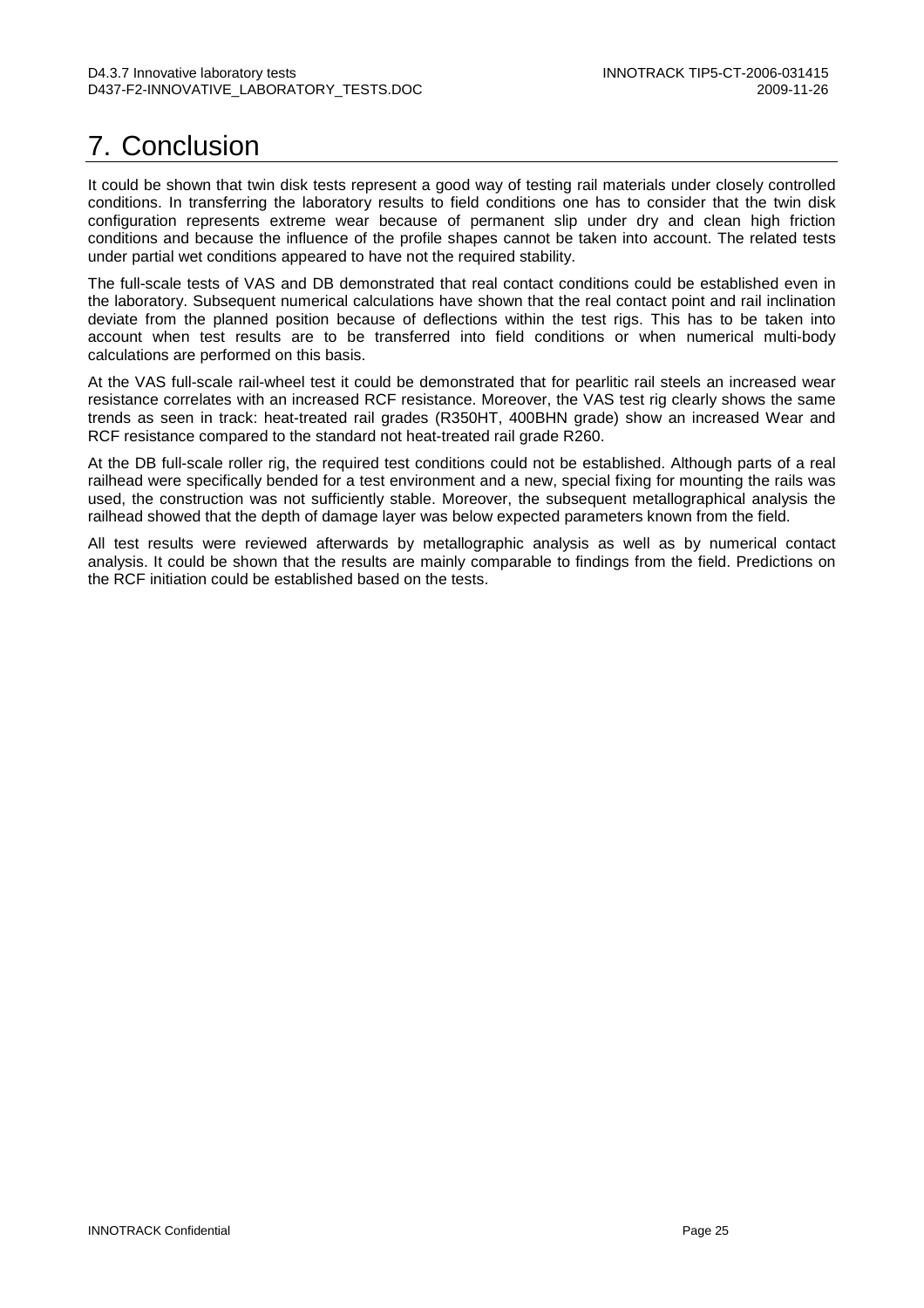# 7. Conclusion

It could be shown that twin disk tests represent a good way of testing rail materials under closely controlled conditions. In transferring the laboratory results to field conditions one has to consider that the twin disk configuration represents extreme wear because of permanent slip under dry and clean high friction conditions and because the influence of the profile shapes cannot be taken into account. The related tests under partial wet conditions appeared to have not the required stability.

The full-scale tests of VAS and DB demonstrated that real contact conditions could be established even in the laboratory. Subsequent numerical calculations have shown that the real contact point and rail inclination deviate from the planned position because of deflections within the test rigs. This has to be taken into account when test results are to be transferred into field conditions or when numerical multi-body calculations are performed on this basis.

At the VAS full-scale rail-wheel test it could be demonstrated that for pearlitic rail steels an increased wear resistance correlates with an increased RCF resistance. Moreover, the VAS test rig clearly shows the same trends as seen in track: heat-treated rail grades (R350HT, 400BHN grade) show an increased Wear and RCF resistance compared to the standard not heat-treated rail grade R260.

At the DB full-scale roller rig, the required test conditions could not be established. Although parts of a real railhead were specifically bended for a test environment and a new, special fixing for mounting the rails was used, the construction was not sufficiently stable. Moreover, the subsequent metallographical analysis the railhead showed that the depth of damage layer was below expected parameters known from the field.

All test results were reviewed afterwards by metallographic analysis as well as by numerical contact analysis. It could be shown that the results are mainly comparable to findings from the field. Predictions on the RCF initiation could be established based on the tests.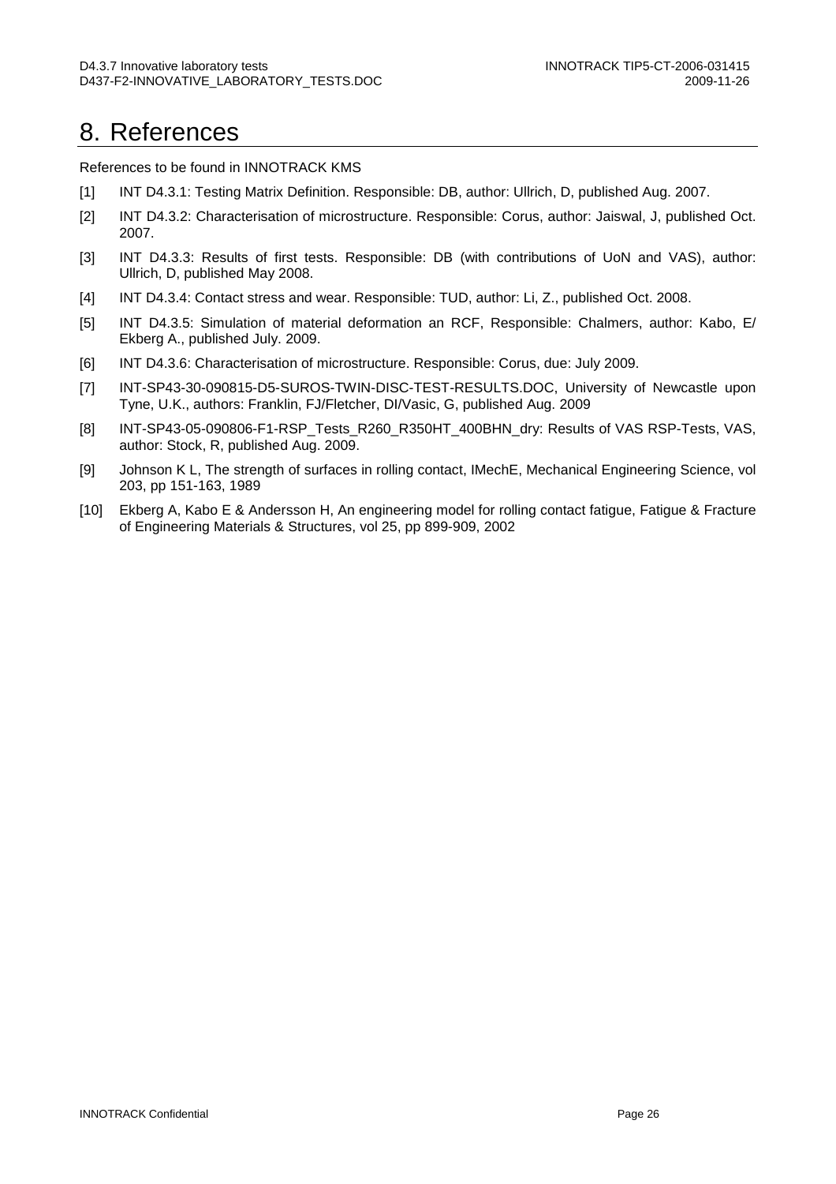# 8. References

References to be found in INNOTRACK KMS

[1] INT D4.3.1: Testing Matrix Definition. Responsible: DB, author: Ullrich, D, published Aug. 2007.

[2] INT D4.3.2: Characterisation of microstructure. Responsible: Corus, author: Jaiswal, J, published Oct. 2007.

[3] INT D4.3.3: Results of first tests. Responsible: DB (with contributions of UoN and VAS), author: Ullrich, D, published May 2008.

[4] INT D4.3.4: Contact stress and wear. Responsible: TUD, author: Li, Z., published Oct. 2008.

[5] INT D4.3.5: Simulation of material deformation an RCF, Responsible: Chalmers, author: Kabo, E/ Ekberg A., published July. 2009.

[6] INT D4.3.6: Characterisation of microstructure. Responsible: Corus, due: July 2009.

[7] INT-SP43-30-090815-D5-SUROS-TWIN-DISC-TEST-RESULTS.DOC, University of Newcastle upon Tyne, U.K., authors: Franklin, FJ/Fletcher, DI/Vasic, G, published Aug. 2009

[8] INT-SP43-05-090806-F1-RSP_Tests_R260_R350HT_400BHN_dry: Results of VAS RSP-Tests, VAS, author: Stock, R, published Aug. 2009.

[9] Johnson K L, The strength of surfaces in rolling contact, IMechE, Mechanical Engineering Science, vol 203, pp 151-163, 1989

[10] Ekberg A, Kabo E & Andersson H, An engineering model for rolling contact fatigue, Fatigue & Fracture of Engineering Materials & Structures, vol 25, pp 899-909, 2002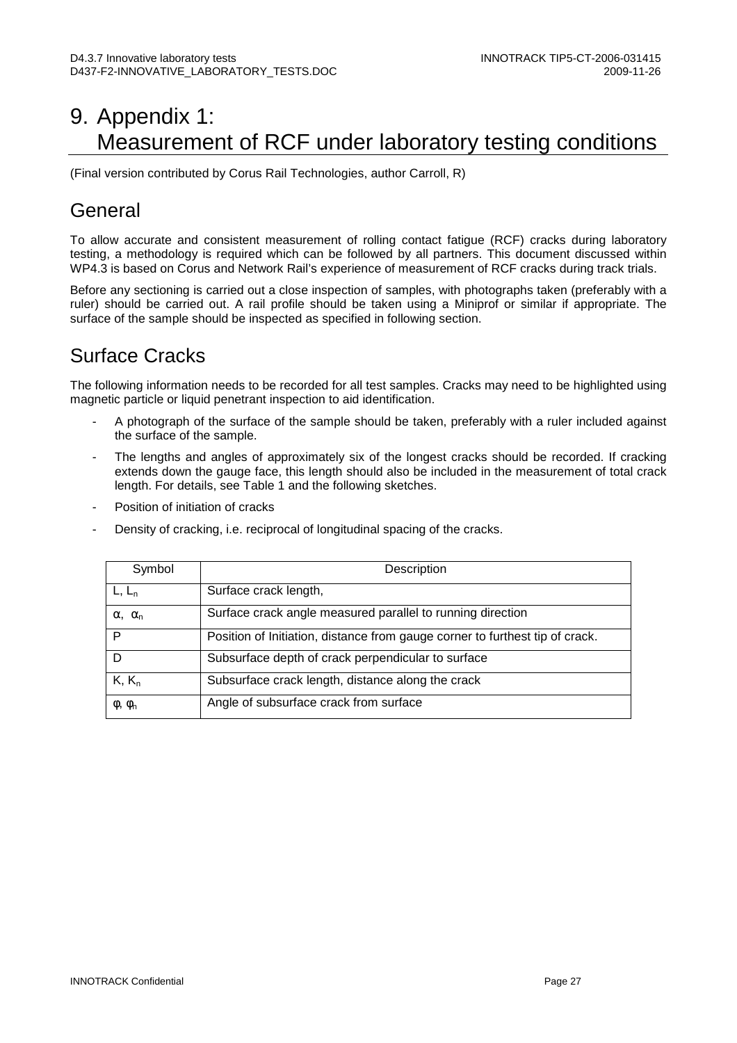# 9. Appendix 1: Measurement of RCF under laboratory testing conditions

(Final version contributed by Corus Rail Technologies, author Carroll, R)

## General

To allow accurate and consistent measurement of rolling contact fatigue (RCF) cracks during laboratory testing, a methodology is required which can be followed by all partners. This document discussed within WP4.3 is based on Corus and Network Rail's experience of measurement of RCF cracks during track trials.

Before any sectioning is carried out a close inspection of samples, with photographs taken (preferably with a ruler) should be carried out. A rail profile should be taken using a Miniprof or similar if appropriate. The surface of the sample should be inspected as specified in following section.

## Surface Cracks

The following information needs to be recorded for all test samples. Cracks may need to be highlighted using magnetic particle or liquid penetrant inspection to aid identification.

- A photograph of the surface of the sample should be taken, preferably with a ruler included against the surface of the sample.
- The lengths and angles of approximately six of the longest cracks should be recorded. If cracking extends down the gauge face, this length should also be included in the measurement of total crack length. For details, see Table 1 and the following sketches.
- Position of initiation of cracks
- Density of cracking, i.e. reciprocal of longitudinal spacing of the cracks.

| Symbol | Description |
|---|---|
| $L$, $L_n$ | Surface crack length, |
| $\alpha$, $\alpha_n$ | Surface crack angle measured parallel to running direction |
| P | Position of Initiation, distance from gauge corner to furthest tip of crack. |
| D | Subsurface depth of crack perpendicular to surface |
| $K$, $K_n$ | Subsurface crack length, distance along the crack |
| $\phi$, $\phi_n$ | Angle of subsurface crack from surface |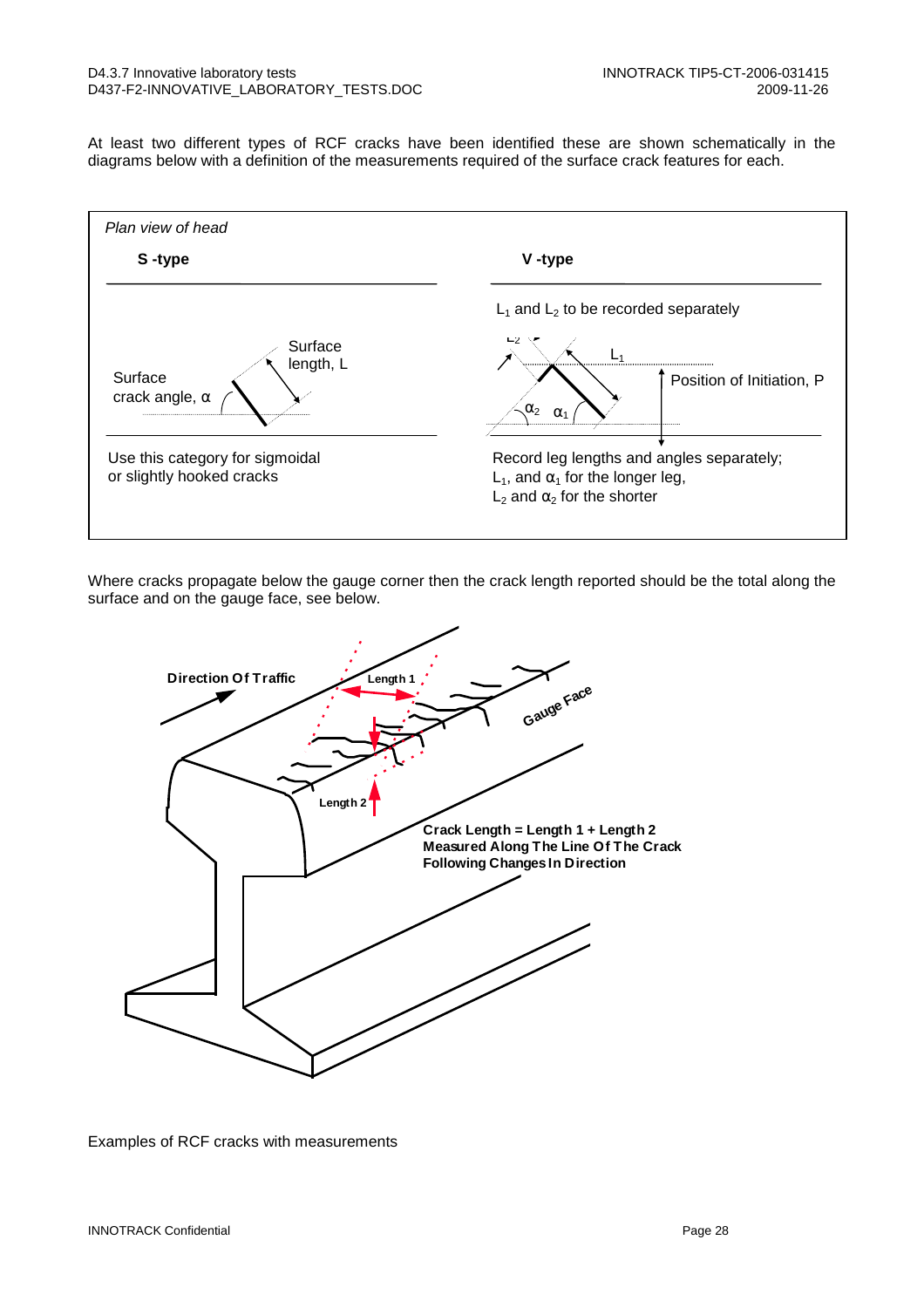At least two different types of RCF cracks have been identified these are shown schematically in the diagrams below with a definition of the measurements required of the surface crack features for each.

*Plan view of head*

**S -type**

Surface length, L

Surface crack angle, α

Use this category for sigmoidal or slightly hooked cracks

**V -type**

$L_1$ and $L_2$ to be recorded separately

$L_2$

$L_1$

Position of Initiation, P

$\alpha_2$ $\alpha_1$

Record leg lengths and angles separately; $L_1$, and $\alpha_1$ for the longer leg, $L_2$ and $\alpha_2$ for the shorter

Where cracks propagate below the gauge corner then the crack length reported should be the total along the surface and on the gauge face, see below.

**Direction Of Traffic**

**Length 1**

**Gauge Face**

**Length 2**

**Crack Length = Length 1 + Length 2**
**Measured Along The Line Of The Crack**
**Following Changes In Direction**

Examples of RCF cracks with measurements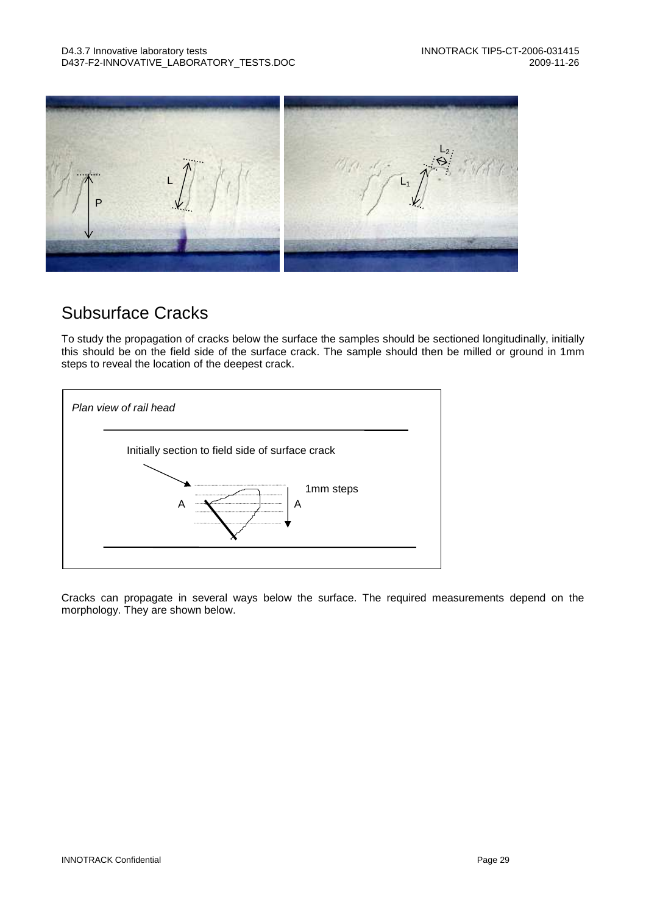P

L

$L_1$

$L_2$

## Subsurface Cracks

To study the propagation of cracks below the surface the samples should be sectioned longitudinally, initially this should be on the field side of the surface crack. The sample should then be milled or ground in 1mm steps to reveal the location of the deepest crack.

*Plan view of rail head*

Initially section to field side of surface crack

1mm steps

A

A

Cracks can propagate in several ways below the surface. The required measurements depend on the morphology. They are shown below.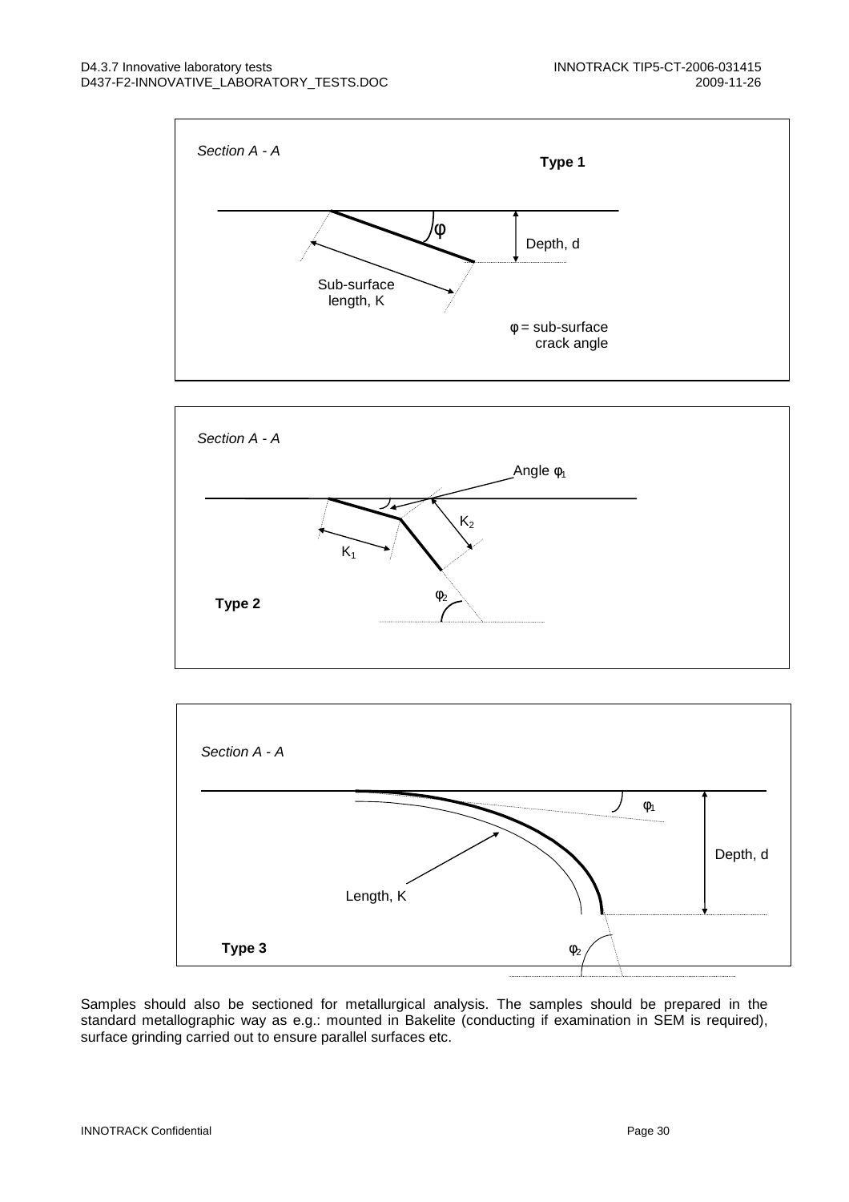Section A - A

**Type 1**

φ

Depth, d

Sub-surface length, K

φ = sub-surface crack angle

Section A - A

Angle $φ_1$

$K_2$

$K_1$

$φ_2$

**Type 2**

Section A - A

$φ_1$

Depth, d

Length, K

**Type 3**

$φ_2$

Samples should also be sectioned for metallurgical analysis. The samples should be prepared in the standard metallographic way as e.g.: mounted in Bakelite (conducting if examination in SEM is required), surface grinding carried out to ensure parallel surfaces etc.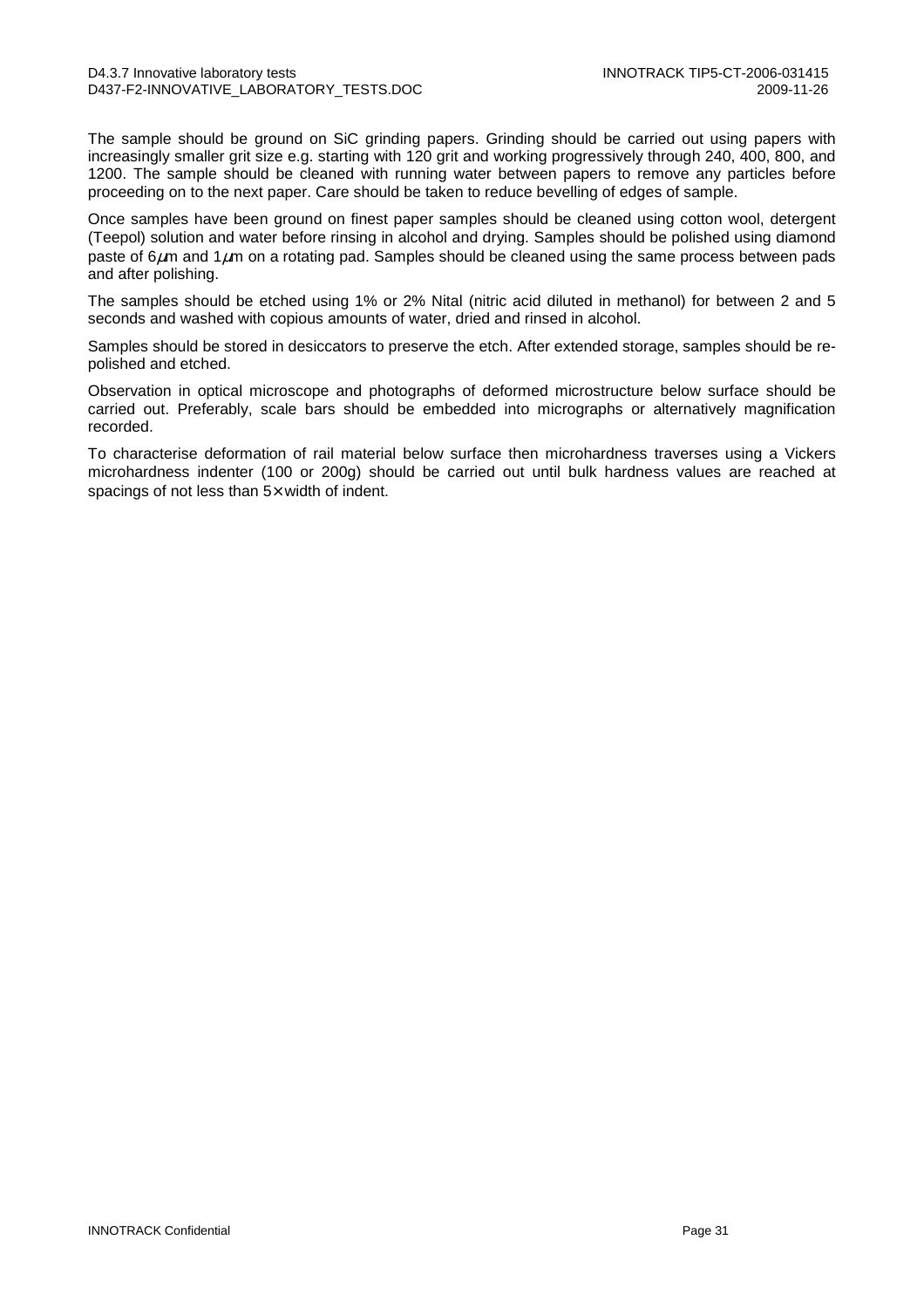The sample should be ground on SiC grinding papers. Grinding should be carried out using papers with increasingly smaller grit size e.g. starting with 120 grit and working progressively through 240, 400, 800, and 1200. The sample should be cleaned with running water between papers to remove any particles before proceeding on to the next paper. Care should be taken to reduce bevelling of edges of sample.

Once samples have been ground on finest paper samples should be cleaned using cotton wool, detergent (Teepol) solution and water before rinsing in alcohol and drying. Samples should be polished using diamond paste of 6$\mu$m and 1$\mu$m on a rotating pad. Samples should be cleaned using the same process between pads and after polishing.

The samples should be etched using 1% or 2% Nital (nitric acid diluted in methanol) for between 2 and 5 seconds and washed with copious amounts of water, dried and rinsed in alcohol.

Samples should be stored in desiccators to preserve the etch. After extended storage, samples should be re-polished and etched.

Observation in optical microscope and photographs of deformed microstructure below surface should be carried out. Preferably, scale bars should be embedded into micrographs or alternatively magnification recorded.

To characterise deformation of rail material below surface then microhardness traverses using a Vickers microhardness indenter (100 or 200g) should be carried out until bulk hardness values are reached at spacings of not less than 5$\times$ width of indent.